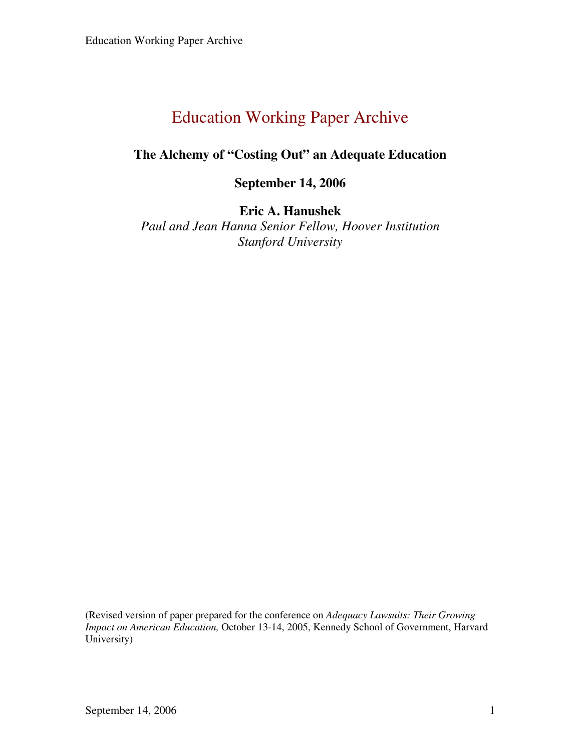# Education Working Paper Archive

## The Alchemy of "Costing Out" an Adequate Education

**September 14, 2006**

**Eric A. Hanushek**

*Paul and Jean Hanna Senior Fellow, Hoover Institution*
*Stanford University*

(Revised version of paper prepared for the conference on *Adequacy Lawsuits: Their Growing Impact on American Education,* October 13-14, 2005, Kennedy School of Government, Harvard University)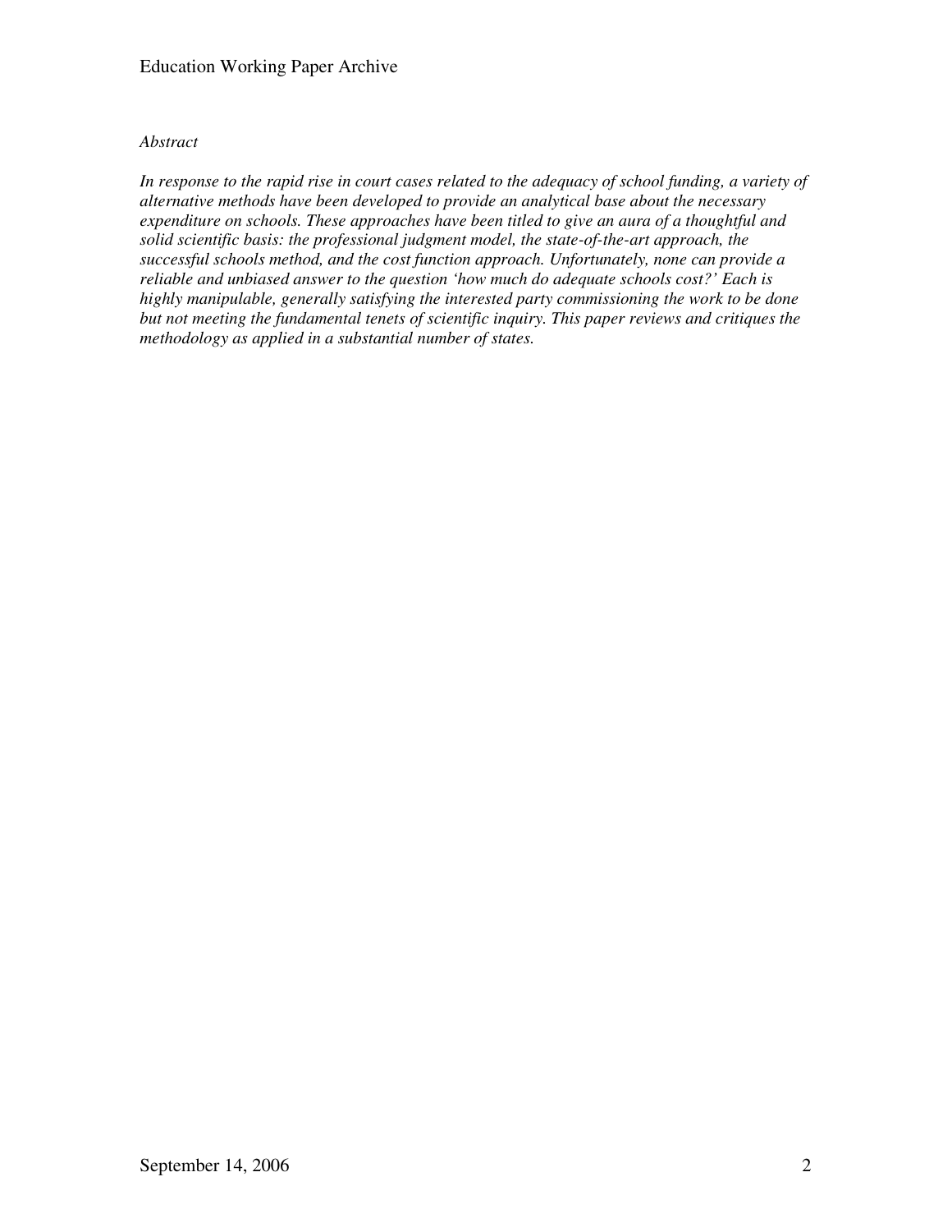*Abstract*

*In response to the rapid rise in court cases related to the adequacy of school funding, a variety of alternative methods have been developed to provide an analytical base about the necessary expenditure on schools. These approaches have been titled to give an aura of a thoughtful and solid scientific basis: the professional judgment model, the state-of-the-art approach, the successful schools method, and the cost function approach. Unfortunately, none can provide a reliable and unbiased answer to the question 'how much do adequate schools cost?' Each is highly manipulable, generally satisfying the interested party commissioning the work to be done but not meeting the fundamental tenets of scientific inquiry. This paper reviews and critiques the methodology as applied in a substantial number of states.*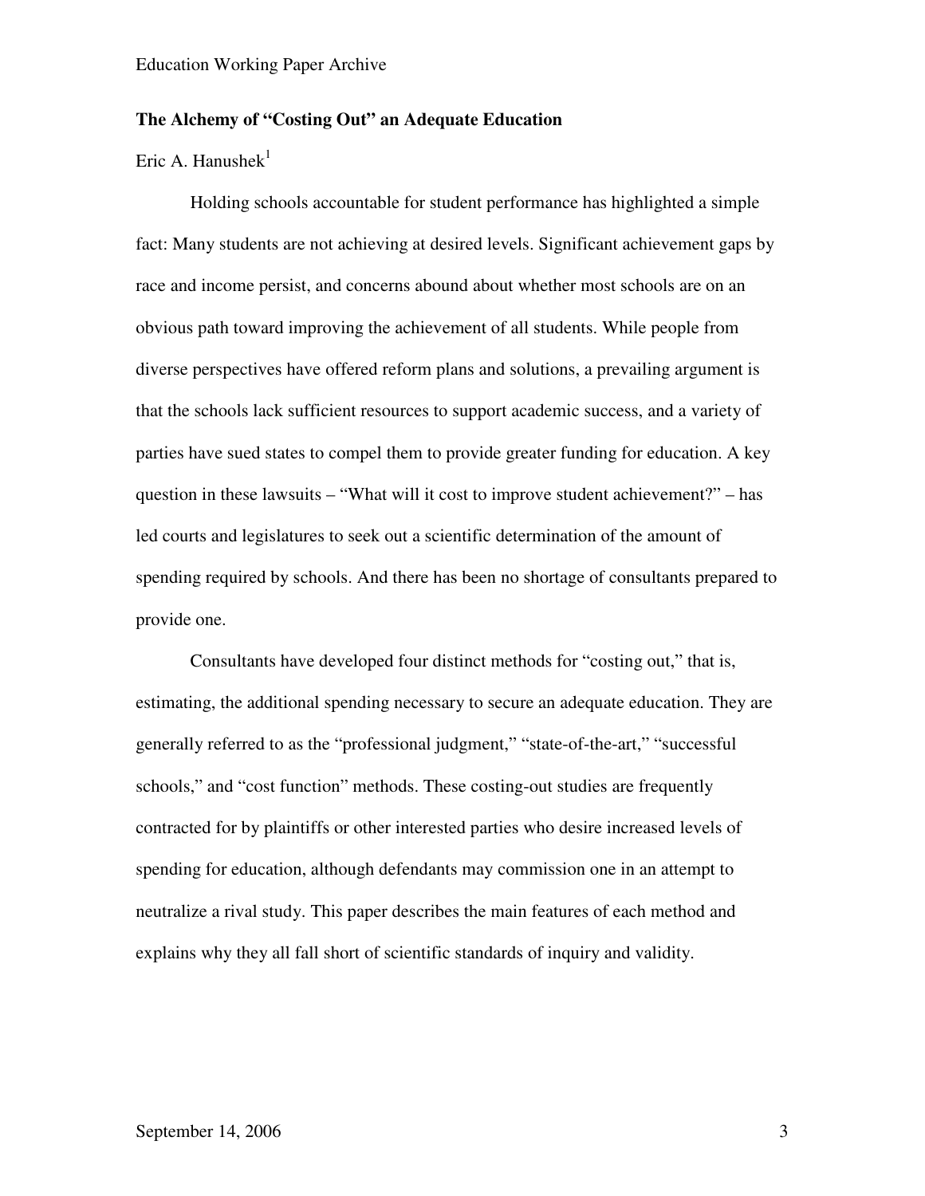## The Alchemy of "Costing Out" an Adequate Education

Eric A. Hanushek[1]

Holding schools accountable for student performance has highlighted a simple fact: Many students are not achieving at desired levels. Significant achievement gaps by race and income persist, and concerns abound about whether most schools are on an obvious path toward improving the achievement of all students. While people from diverse perspectives have offered reform plans and solutions, a prevailing argument is that the schools lack sufficient resources to support academic success, and a variety of parties have sued states to compel them to provide greater funding for education. A key question in these lawsuits – "What will it cost to improve student achievement?" – has led courts and legislatures to seek out a scientific determination of the amount of spending required by schools. And there has been no shortage of consultants prepared to provide one.

Consultants have developed four distinct methods for "costing out," that is, estimating, the additional spending necessary to secure an adequate education. They are generally referred to as the "professional judgment," "state-of-the-art," "successful schools," and "cost function" methods. These costing-out studies are frequently contracted for by plaintiffs or other interested parties who desire increased levels of spending for education, although defendants may commission one in an attempt to neutralize a rival study. This paper describes the main features of each method and explains why they all fall short of scientific standards of inquiry and validity.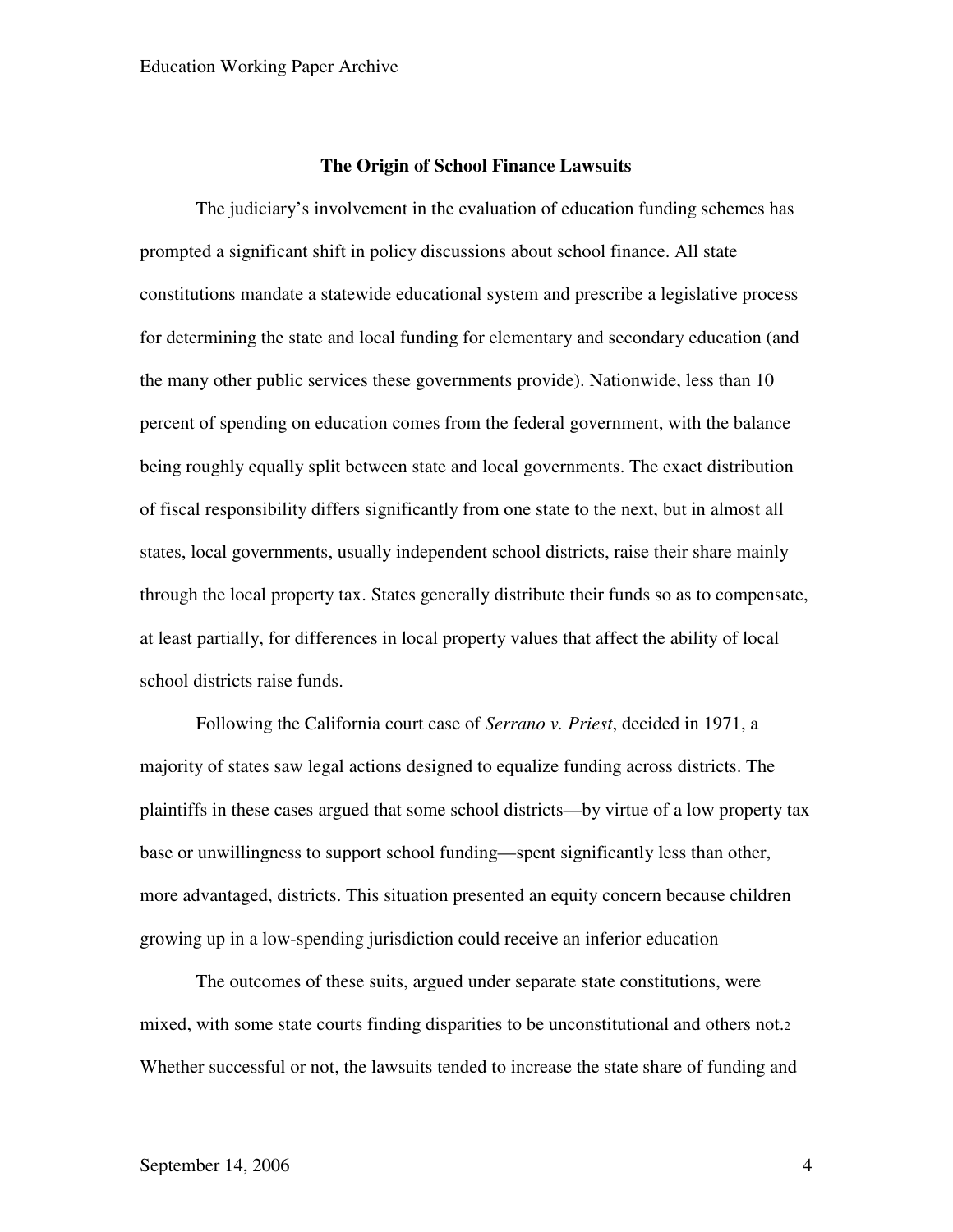## The Origin of School Finance Lawsuits

The judiciary's involvement in the evaluation of education funding schemes has prompted a significant shift in policy discussions about school finance. All state constitutions mandate a statewide educational system and prescribe a legislative process for determining the state and local funding for elementary and secondary education (and the many other public services these governments provide). Nationwide, less than 10 percent of spending on education comes from the federal government, with the balance being roughly equally split between state and local governments. The exact distribution of fiscal responsibility differs significantly from one state to the next, but in almost all states, local governments, usually independent school districts, raise their share mainly through the local property tax. States generally distribute their funds so as to compensate, at least partially, for differences in local property values that affect the ability of local school districts raise funds.

Following the California court case of *Serrano v. Priest*, decided in 1971, a majority of states saw legal actions designed to equalize funding across districts. The plaintiffs in these cases argued that some school districts—by virtue of a low property tax base or unwillingness to support school funding—spent significantly less than other, more advantaged, districts. This situation presented an equity concern because children growing up in a low-spending jurisdiction could receive an inferior education

The outcomes of these suits, argued under separate state constitutions, were mixed, with some state courts finding disparities to be unconstitutional and others not.[2] Whether successful or not, the lawsuits tended to increase the state share of funding and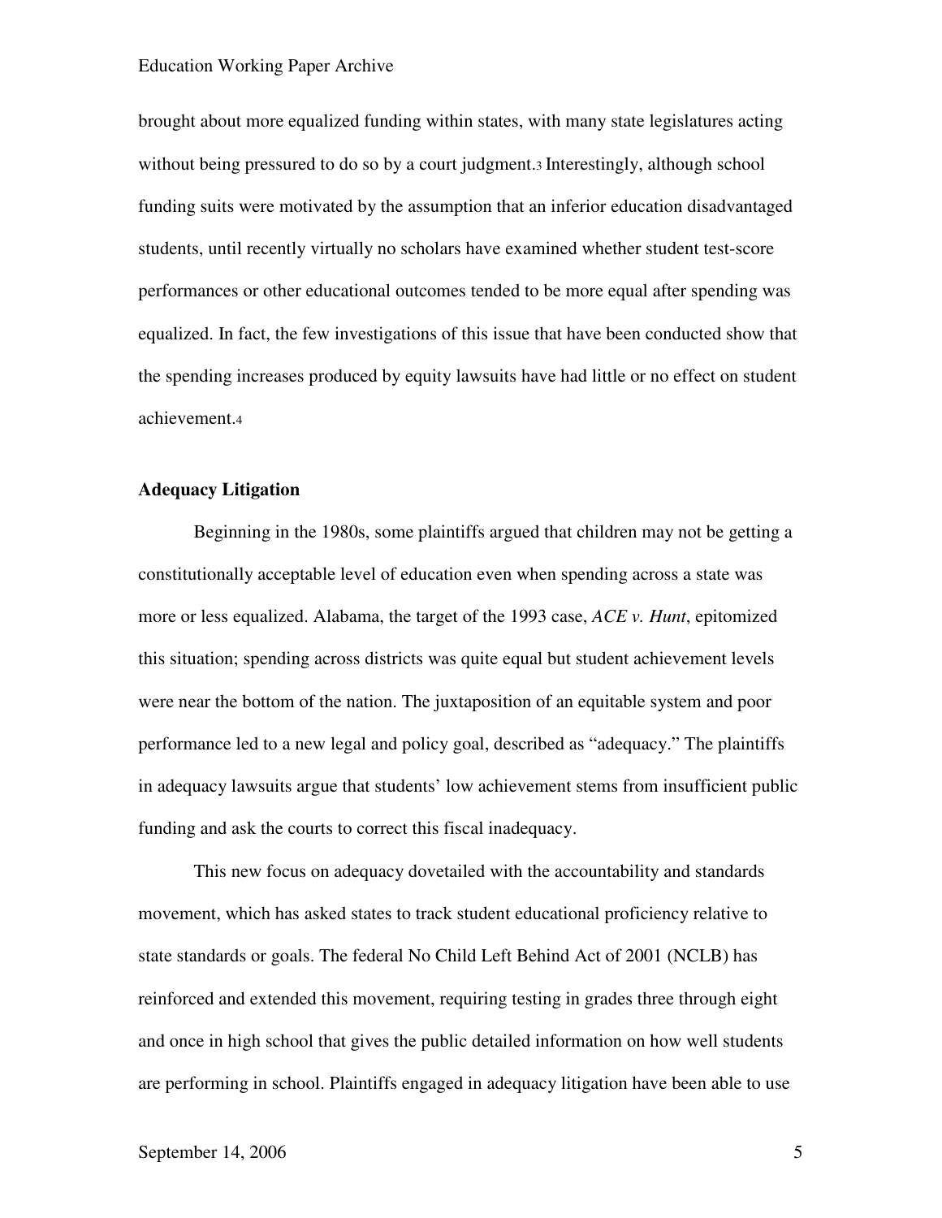brought about more equalized funding within states, with many state legislatures acting without being pressured to do so by a court judgment.[3] Interestingly, although school funding suits were motivated by the assumption that an inferior education disadvantaged students, until recently virtually no scholars have examined whether student test-score performances or other educational outcomes tended to be more equal after spending was equalized. In fact, the few investigations of this issue that have been conducted show that the spending increases produced by equity lawsuits have had little or no effect on student achievement.[4]

## Adequacy Litigation

Beginning in the 1980s, some plaintiffs argued that children may not be getting a constitutionally acceptable level of education even when spending across a state was more or less equalized. Alabama, the target of the 1993 case, *ACE v. Hunt*, epitomized this situation; spending across districts was quite equal but student achievement levels were near the bottom of the nation. The juxtaposition of an equitable system and poor performance led to a new legal and policy goal, described as "adequacy." The plaintiffs in adequacy lawsuits argue that students' low achievement stems from insufficient public funding and ask the courts to correct this fiscal inadequacy.

This new focus on adequacy dovetailed with the accountability and standards movement, which has asked states to track student educational proficiency relative to state standards or goals. The federal No Child Left Behind Act of 2001 (NCLB) has reinforced and extended this movement, requiring testing in grades three through eight and once in high school that gives the public detailed information on how well students are performing in school. Plaintiffs engaged in adequacy litigation have been able to use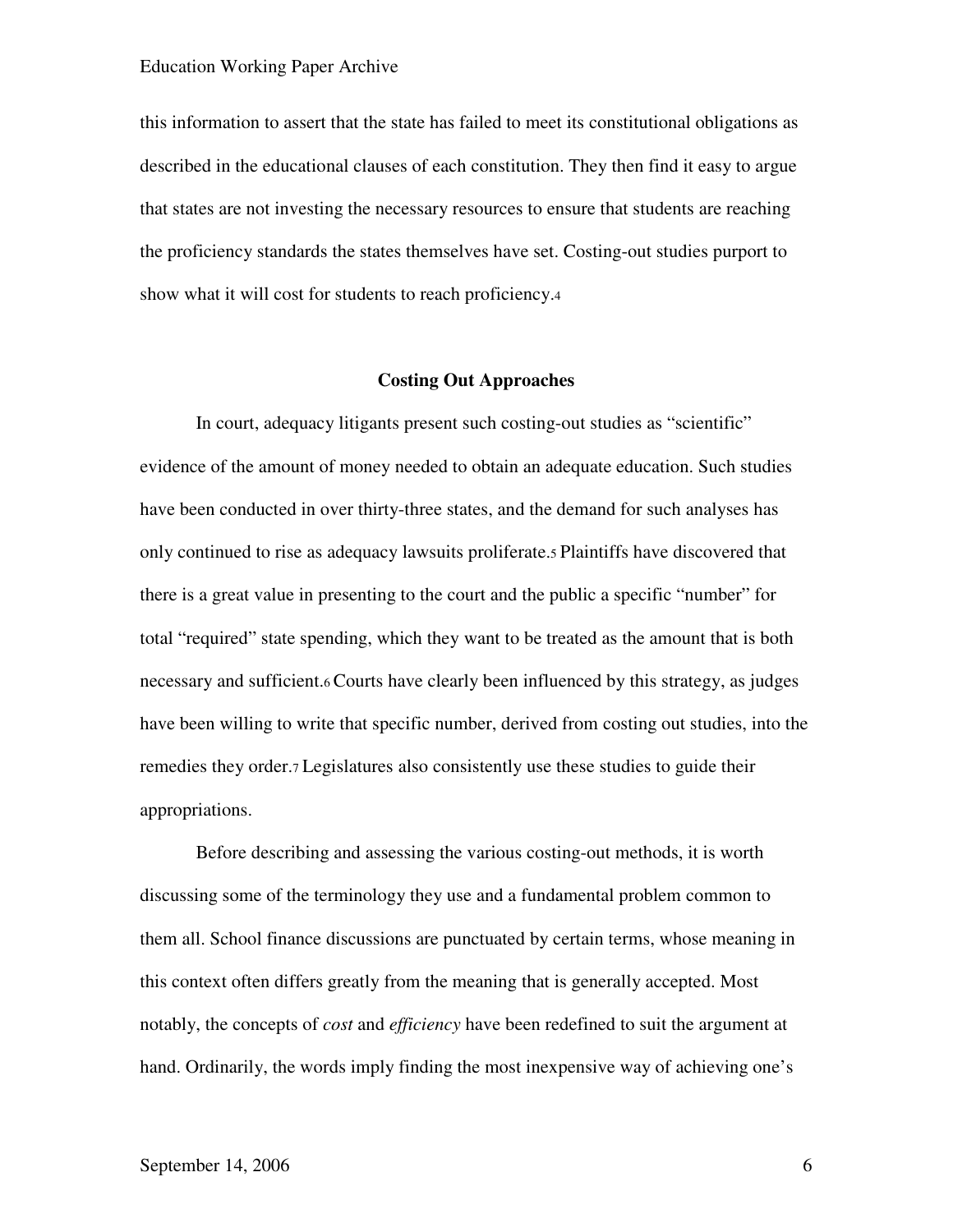this information to assert that the state has failed to meet its constitutional obligations as described in the educational clauses of each constitution. They then find it easy to argue that states are not investing the necessary resources to ensure that students are reaching the proficiency standards the states themselves have set. Costing-out studies purport to show what it will cost for students to reach proficiency.[4]

## Costing Out Approaches

In court, adequacy litigants present such costing-out studies as "scientific" evidence of the amount of money needed to obtain an adequate education. Such studies have been conducted in over thirty-three states, and the demand for such analyses has only continued to rise as adequacy lawsuits proliferate.[5] Plaintiffs have discovered that there is a great value in presenting to the court and the public a specific "number" for total "required" state spending, which they want to be treated as the amount that is both necessary and sufficient.[6] Courts have clearly been influenced by this strategy, as judges have been willing to write that specific number, derived from costing out studies, into the remedies they order.[7] Legislatures also consistently use these studies to guide their appropriations.

Before describing and assessing the various costing-out methods, it is worth discussing some of the terminology they use and a fundamental problem common to them all. School finance discussions are punctuated by certain terms, whose meaning in this context often differs greatly from the meaning that is generally accepted. Most notably, the concepts of *cost* and *efficiency* have been redefined to suit the argument at hand. Ordinarily, the words imply finding the most inexpensive way of achieving one's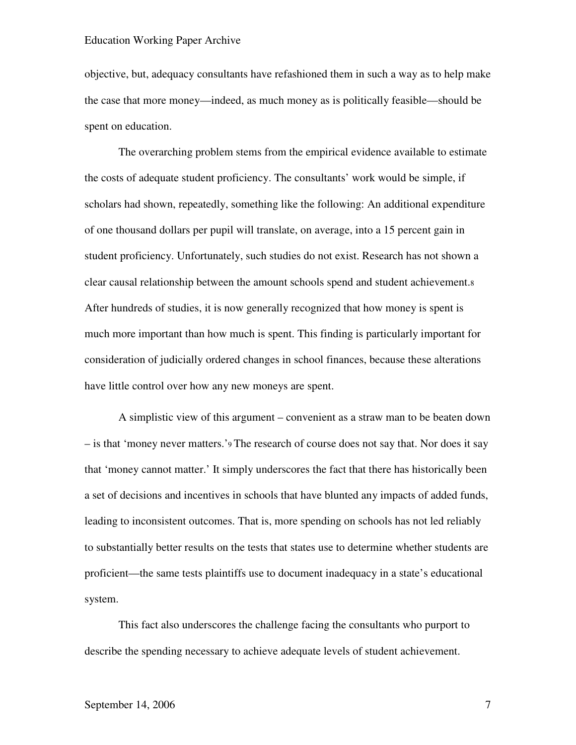objective, but, adequacy consultants have refashioned them in such a way as to help make the case that more money—indeed, as much money as is politically feasible—should be spent on education.

The overarching problem stems from the empirical evidence available to estimate the costs of adequate student proficiency. The consultants' work would be simple, if scholars had shown, repeatedly, something like the following: An additional expenditure of one thousand dollars per pupil will translate, on average, into a 15 percent gain in student proficiency. Unfortunately, such studies do not exist. Research has not shown a clear causal relationship between the amount schools spend and student achievement.[8] After hundreds of studies, it is now generally recognized that how money is spent is much more important than how much is spent. This finding is particularly important for consideration of judicially ordered changes in school finances, because these alterations have little control over how any new moneys are spent.

A simplistic view of this argument – convenient as a straw man to be beaten down – is that 'money never matters.'[9] The research of course does not say that. Nor does it say that 'money cannot matter.' It simply underscores the fact that there has historically been a set of decisions and incentives in schools that have blunted any impacts of added funds, leading to inconsistent outcomes. That is, more spending on schools has not led reliably to substantially better results on the tests that states use to determine whether students are proficient—the same tests plaintiffs use to document inadequacy in a state's educational system.

This fact also underscores the challenge facing the consultants who purport to describe the spending necessary to achieve adequate levels of student achievement.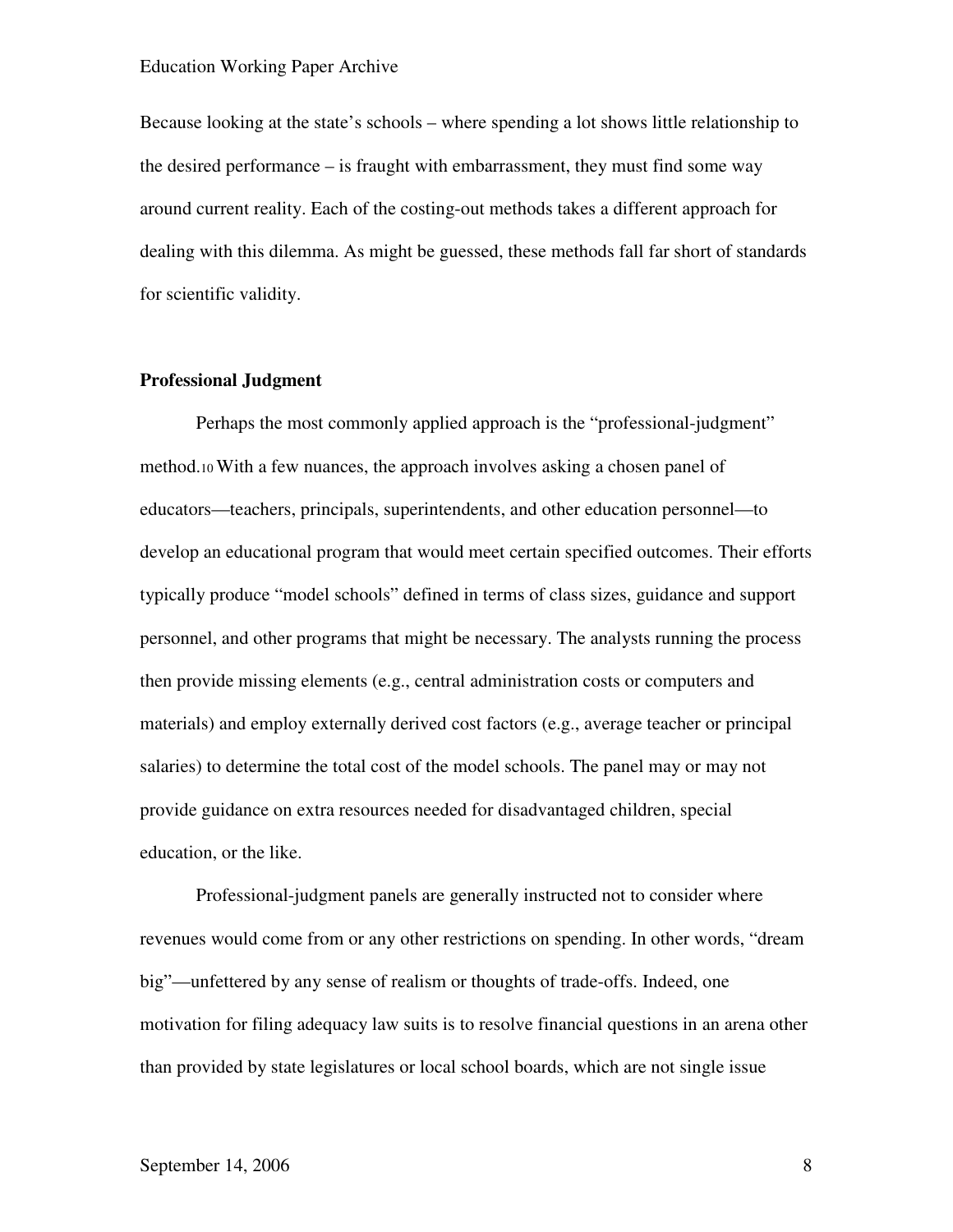Because looking at the state's schools – where spending a lot shows little relationship to the desired performance – is fraught with embarrassment, they must find some way around current reality. Each of the costing-out methods takes a different approach for dealing with this dilemma. As might be guessed, these methods fall far short of standards for scientific validity.

## Professional Judgment

Perhaps the most commonly applied approach is the "professional-judgment" method.[10] With a few nuances, the approach involves asking a chosen panel of educators—teachers, principals, superintendents, and other education personnel—to develop an educational program that would meet certain specified outcomes. Their efforts typically produce "model schools" defined in terms of class sizes, guidance and support personnel, and other programs that might be necessary. The analysts running the process then provide missing elements (e.g., central administration costs or computers and materials) and employ externally derived cost factors (e.g., average teacher or principal salaries) to determine the total cost of the model schools. The panel may or may not provide guidance on extra resources needed for disadvantaged children, special education, or the like.

Professional-judgment panels are generally instructed not to consider where revenues would come from or any other restrictions on spending. In other words, "dream big"—unfettered by any sense of realism or thoughts of trade-offs. Indeed, one motivation for filing adequacy law suits is to resolve financial questions in an arena other than provided by state legislatures or local school boards, which are not single issue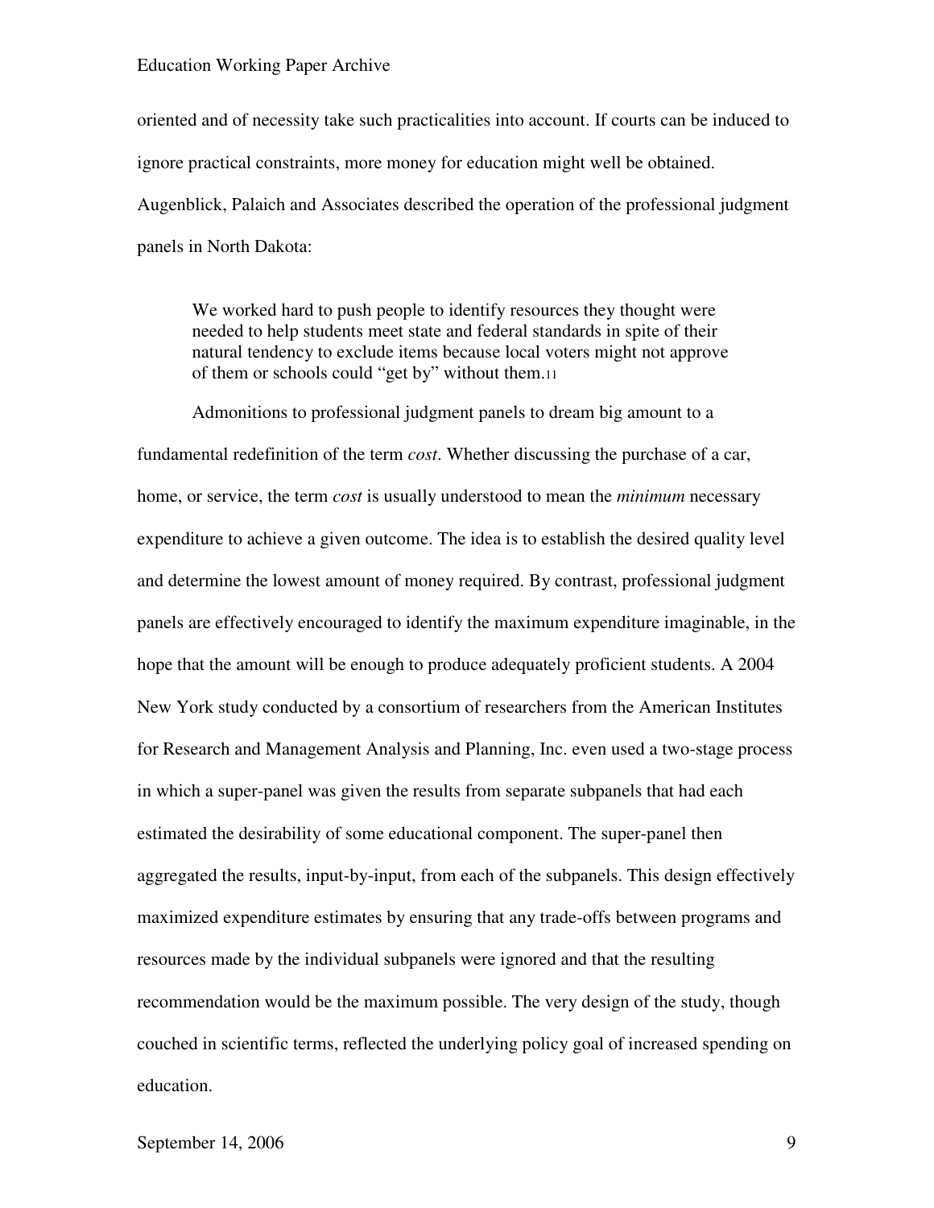oriented and of necessity take such practicalities into account. If courts can be induced to ignore practical constraints, more money for education might well be obtained. Augenblick, Palaich and Associates described the operation of the professional judgment panels in North Dakota:

> We worked hard to push people to identify resources they thought were needed to help students meet state and federal standards in spite of their natural tendency to exclude items because local voters might not approve of them or schools could "get by" without them.[11]

Admonitions to professional judgment panels to dream big amount to a fundamental redefinition of the term *cost*. Whether discussing the purchase of a car, home, or service, the term *cost* is usually understood to mean the *minimum* necessary expenditure to achieve a given outcome. The idea is to establish the desired quality level and determine the lowest amount of money required. By contrast, professional judgment panels are effectively encouraged to identify the maximum expenditure imaginable, in the hope that the amount will be enough to produce adequately proficient students. A 2004 New York study conducted by a consortium of researchers from the American Institutes for Research and Management Analysis and Planning, Inc. even used a two-stage process in which a super-panel was given the results from separate subpanels that had each estimated the desirability of some educational component. The super-panel then aggregated the results, input-by-input, from each of the subpanels. This design effectively maximized expenditure estimates by ensuring that any trade-offs between programs and resources made by the individual subpanels were ignored and that the resulting recommendation would be the maximum possible. The very design of the study, though couched in scientific terms, reflected the underlying policy goal of increased spending on education.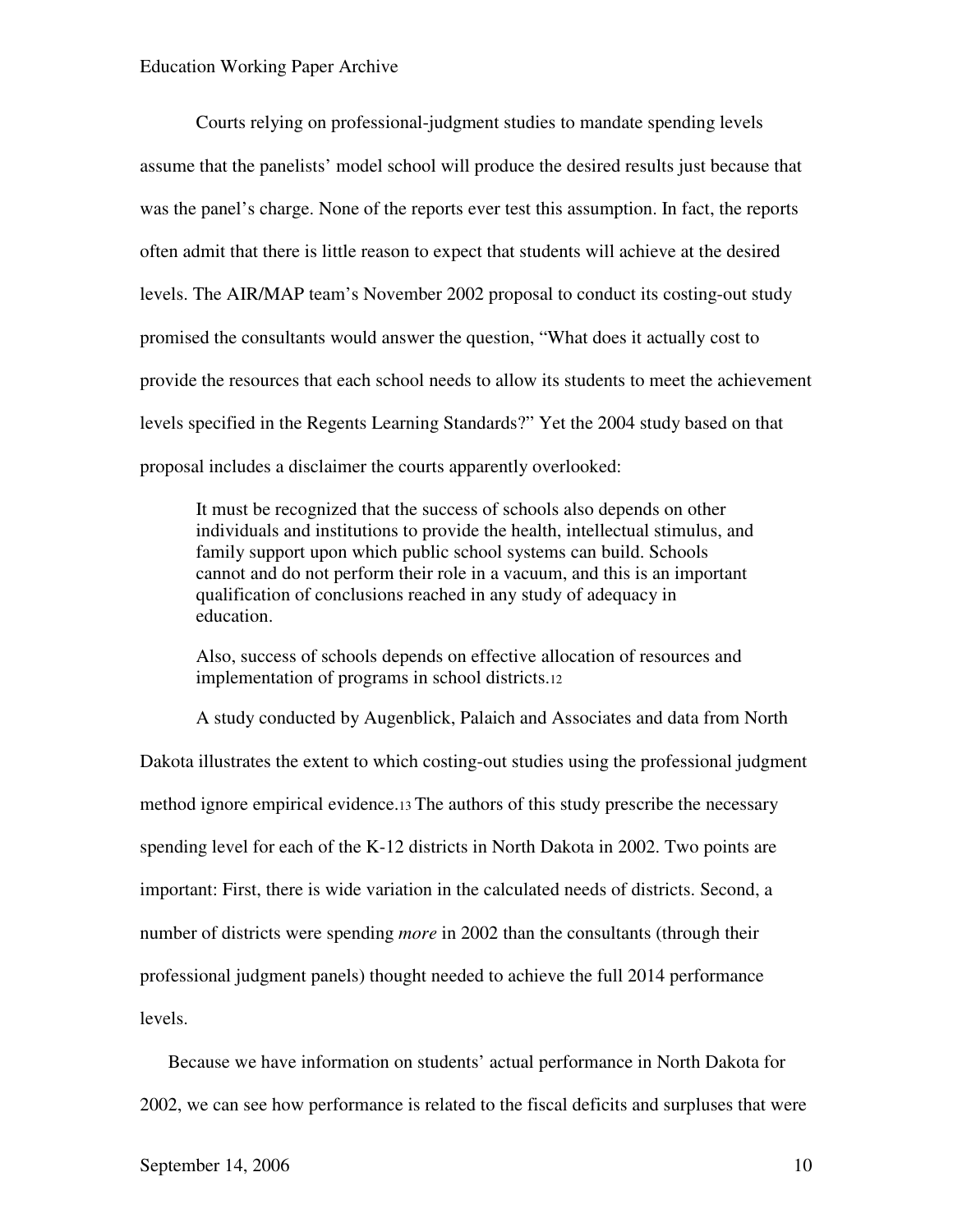Courts relying on professional-judgment studies to mandate spending levels assume that the panelists' model school will produce the desired results just because that was the panel's charge. None of the reports ever test this assumption. In fact, the reports often admit that there is little reason to expect that students will achieve at the desired levels. The AIR/MAP team's November 2002 proposal to conduct its costing-out study promised the consultants would answer the question, "What does it actually cost to provide the resources that each school needs to allow its students to meet the achievement levels specified in the Regents Learning Standards?" Yet the 2004 study based on that proposal includes a disclaimer the courts apparently overlooked:

> It must be recognized that the success of schools also depends on other individuals and institutions to provide the health, intellectual stimulus, and family support upon which public school systems can build. Schools cannot and do not perform their role in a vacuum, and this is an important qualification of conclusions reached in any study of adequacy in education.
>
> Also, success of schools depends on effective allocation of resources and implementation of programs in school districts.[12]

A study conducted by Augenblick, Palaich and Associates and data from North Dakota illustrates the extent to which costing-out studies using the professional judgment method ignore empirical evidence.[13] The authors of this study prescribe the necessary spending level for each of the K-12 districts in North Dakota in 2002. Two points are important: First, there is wide variation in the calculated needs of districts. Second, a number of districts were spending *more* in 2002 than the consultants (through their professional judgment panels) thought needed to achieve the full 2014 performance levels.

Because we have information on students' actual performance in North Dakota for 2002, we can see how performance is related to the fiscal deficits and surpluses that were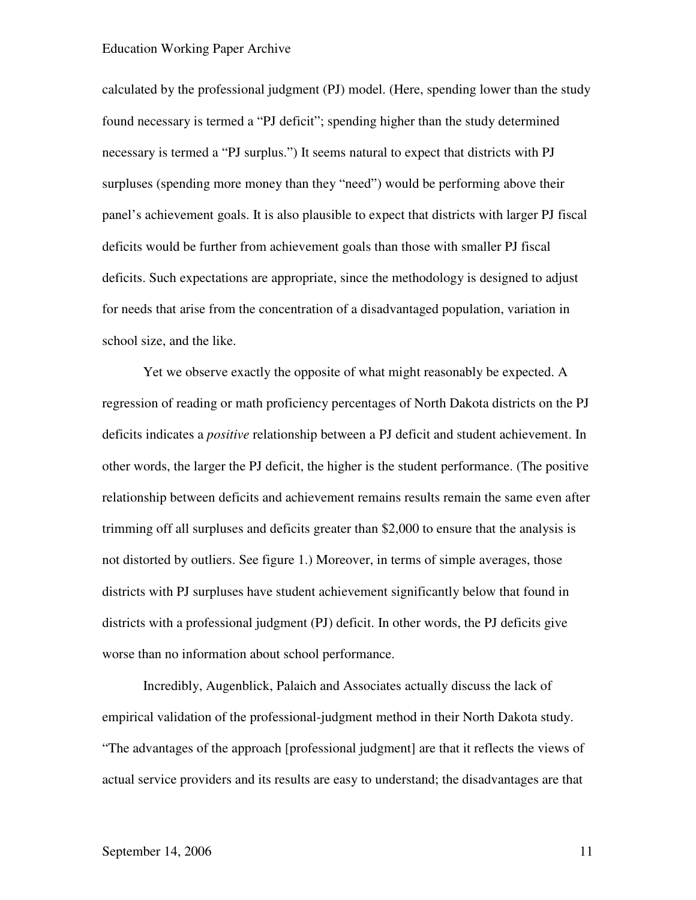calculated by the professional judgment (PJ) model. (Here, spending lower than the study found necessary is termed a "PJ deficit"; spending higher than the study determined necessary is termed a "PJ surplus.") It seems natural to expect that districts with PJ surpluses (spending more money than they "need") would be performing above their panel's achievement goals. It is also plausible to expect that districts with larger PJ fiscal deficits would be further from achievement goals than those with smaller PJ fiscal deficits. Such expectations are appropriate, since the methodology is designed to adjust for needs that arise from the concentration of a disadvantaged population, variation in school size, and the like.

Yet we observe exactly the opposite of what might reasonably be expected. A regression of reading or math proficiency percentages of North Dakota districts on the PJ deficits indicates a *positive* relationship between a PJ deficit and student achievement. In other words, the larger the PJ deficit, the higher is the student performance. (The positive relationship between deficits and achievement remains results remain the same even after trimming off all surpluses and deficits greater than $2,000 to ensure that the analysis is not distorted by outliers. See figure 1.) Moreover, in terms of simple averages, those districts with PJ surpluses have student achievement significantly below that found in districts with a professional judgment (PJ) deficit. In other words, the PJ deficits give worse than no information about school performance.

Incredibly, Augenblick, Palaich and Associates actually discuss the lack of empirical validation of the professional-judgment method in their North Dakota study. "The advantages of the approach [professional judgment] are that it reflects the views of actual service providers and its results are easy to understand; the disadvantages are that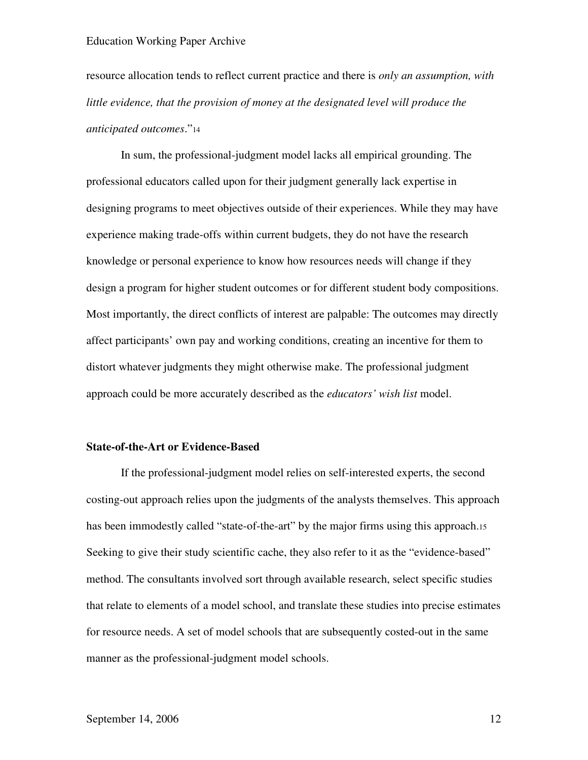resource allocation tends to reflect current practice and there is *only an assumption, with little evidence, that the provision of money at the designated level will produce the anticipated outcomes*."[14]

In sum, the professional-judgment model lacks all empirical grounding. The professional educators called upon for their judgment generally lack expertise in designing programs to meet objectives outside of their experiences. While they may have experience making trade-offs within current budgets, they do not have the research knowledge or personal experience to know how resources needs will change if they design a program for higher student outcomes or for different student body compositions. Most importantly, the direct conflicts of interest are palpable: The outcomes may directly affect participants' own pay and working conditions, creating an incentive for them to distort whatever judgments they might otherwise make. The professional judgment approach could be more accurately described as the *educators' wish list* model.

### State-of-the-Art or Evidence-Based

If the professional-judgment model relies on self-interested experts, the second costing-out approach relies upon the judgments of the analysts themselves. This approach has been immodestly called "state-of-the-art" by the major firms using this approach.[15] Seeking to give their study scientific cache, they also refer to it as the "evidence-based" method. The consultants involved sort through available research, select specific studies that relate to elements of a model school, and translate these studies into precise estimates for resource needs. A set of model schools that are subsequently costed-out in the same manner as the professional-judgment model schools.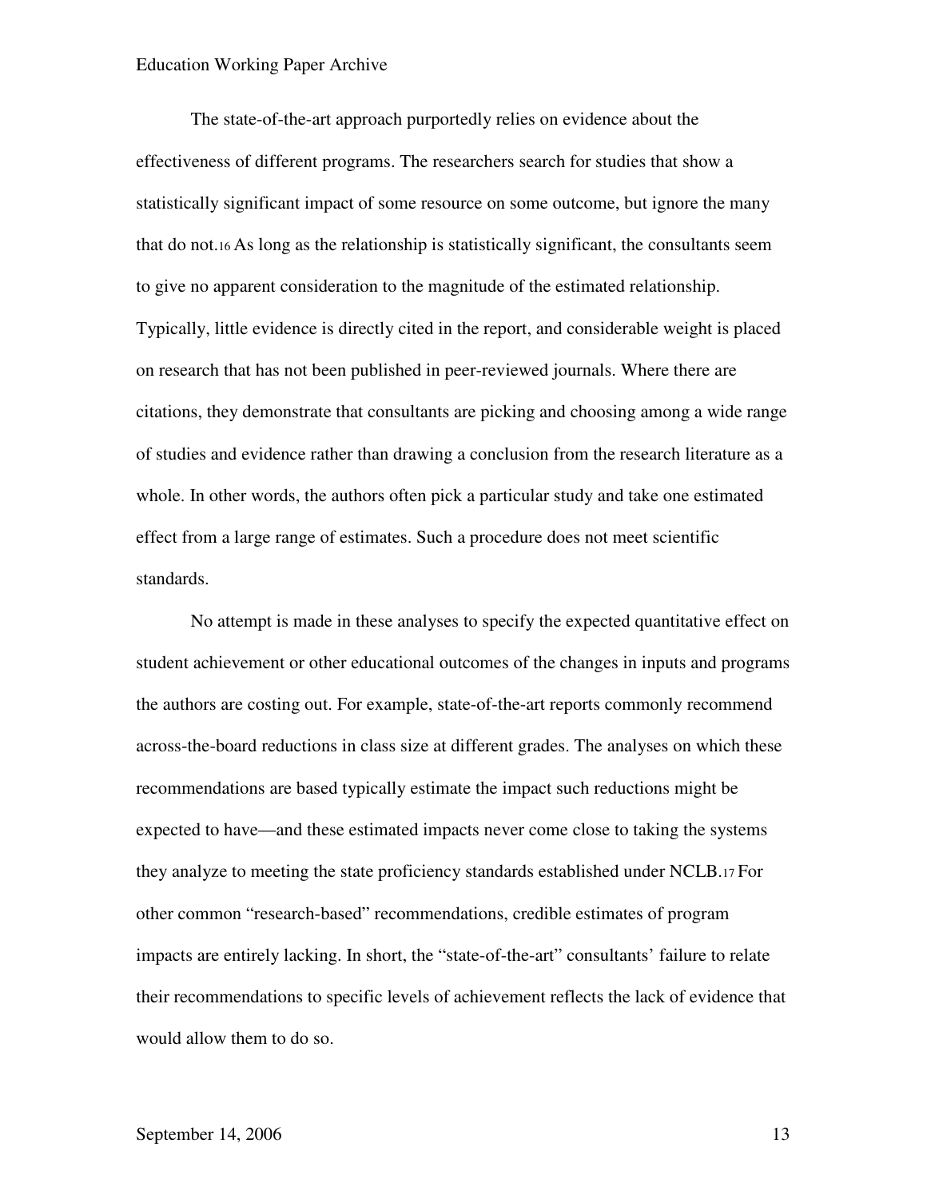The state-of-the-art approach purportedly relies on evidence about the effectiveness of different programs. The researchers search for studies that show a statistically significant impact of some resource on some outcome, but ignore the many that do not.[16] As long as the relationship is statistically significant, the consultants seem to give no apparent consideration to the magnitude of the estimated relationship. Typically, little evidence is directly cited in the report, and considerable weight is placed on research that has not been published in peer-reviewed journals. Where there are citations, they demonstrate that consultants are picking and choosing among a wide range of studies and evidence rather than drawing a conclusion from the research literature as a whole. In other words, the authors often pick a particular study and take one estimated effect from a large range of estimates. Such a procedure does not meet scientific standards.

No attempt is made in these analyses to specify the expected quantitative effect on student achievement or other educational outcomes of the changes in inputs and programs the authors are costing out. For example, state-of-the-art reports commonly recommend across-the-board reductions in class size at different grades. The analyses on which these recommendations are based typically estimate the impact such reductions might be expected to have—and these estimated impacts never come close to taking the systems they analyze to meeting the state proficiency standards established under NCLB.[17] For other common "research-based" recommendations, credible estimates of program impacts are entirely lacking. In short, the "state-of-the-art" consultants' failure to relate their recommendations to specific levels of achievement reflects the lack of evidence that would allow them to do so.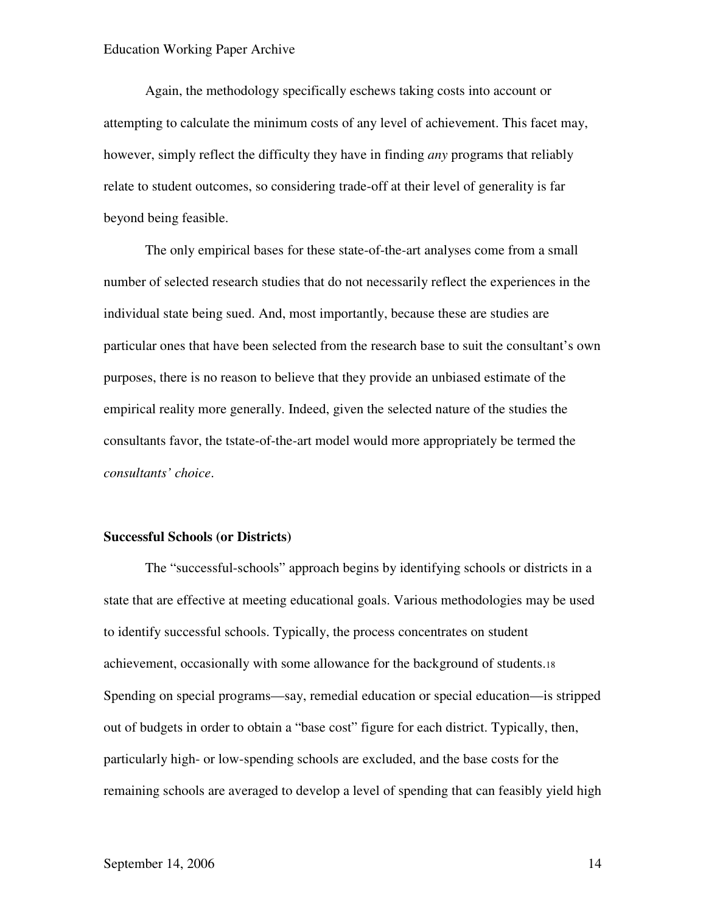Again, the methodology specifically eschews taking costs into account or attempting to calculate the minimum costs of any level of achievement. This facet may, however, simply reflect the difficulty they have in finding *any* programs that reliably relate to student outcomes, so considering trade-off at their level of generality is far beyond being feasible.

The only empirical bases for these state-of-the-art analyses come from a small number of selected research studies that do not necessarily reflect the experiences in the individual state being sued. And, most importantly, because these are studies are particular ones that have been selected from the research base to suit the consultant's own purposes, there is no reason to believe that they provide an unbiased estimate of the empirical reality more generally. Indeed, given the selected nature of the studies the consultants favor, the tstate-of-the-art model would more appropriately be termed the *consultants' choice*.

**Successful Schools (or Districts)**

The "successful-schools" approach begins by identifying schools or districts in a state that are effective at meeting educational goals. Various methodologies may be used to identify successful schools. Typically, the process concentrates on student achievement, occasionally with some allowance for the background of students.[18] Spending on special programs—say, remedial education or special education—is stripped out of budgets in order to obtain a "base cost" figure for each district. Typically, then, particularly high- or low-spending schools are excluded, and the base costs for the remaining schools are averaged to develop a level of spending that can feasibly yield high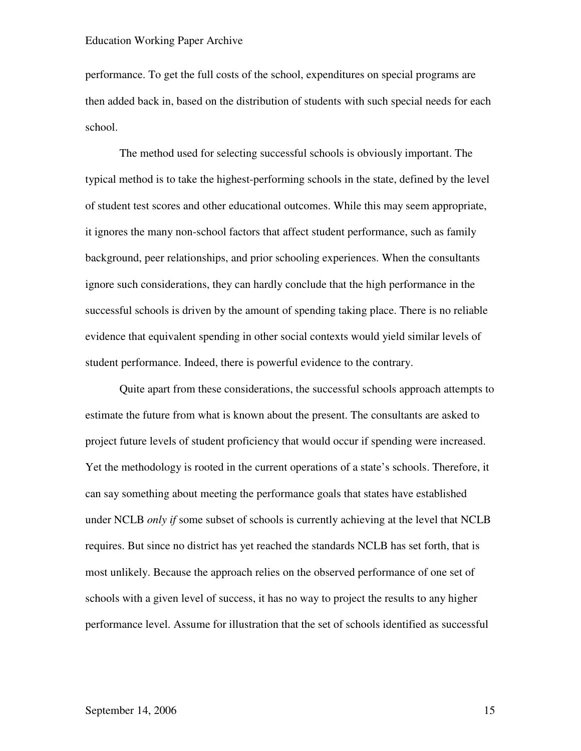performance. To get the full costs of the school, expenditures on special programs are then added back in, based on the distribution of students with such special needs for each school.

The method used for selecting successful schools is obviously important. The typical method is to take the highest-performing schools in the state, defined by the level of student test scores and other educational outcomes. While this may seem appropriate, it ignores the many non-school factors that affect student performance, such as family background, peer relationships, and prior schooling experiences. When the consultants ignore such considerations, they can hardly conclude that the high performance in the successful schools is driven by the amount of spending taking place. There is no reliable evidence that equivalent spending in other social contexts would yield similar levels of student performance. Indeed, there is powerful evidence to the contrary.

Quite apart from these considerations, the successful schools approach attempts to estimate the future from what is known about the present. The consultants are asked to project future levels of student proficiency that would occur if spending were increased. Yet the methodology is rooted in the current operations of a state's schools. Therefore, it can say something about meeting the performance goals that states have established under NCLB *only if* some subset of schools is currently achieving at the level that NCLB requires. But since no district has yet reached the standards NCLB has set forth, that is most unlikely. Because the approach relies on the observed performance of one set of schools with a given level of success, it has no way to project the results to any higher performance level. Assume for illustration that the set of schools identified as successful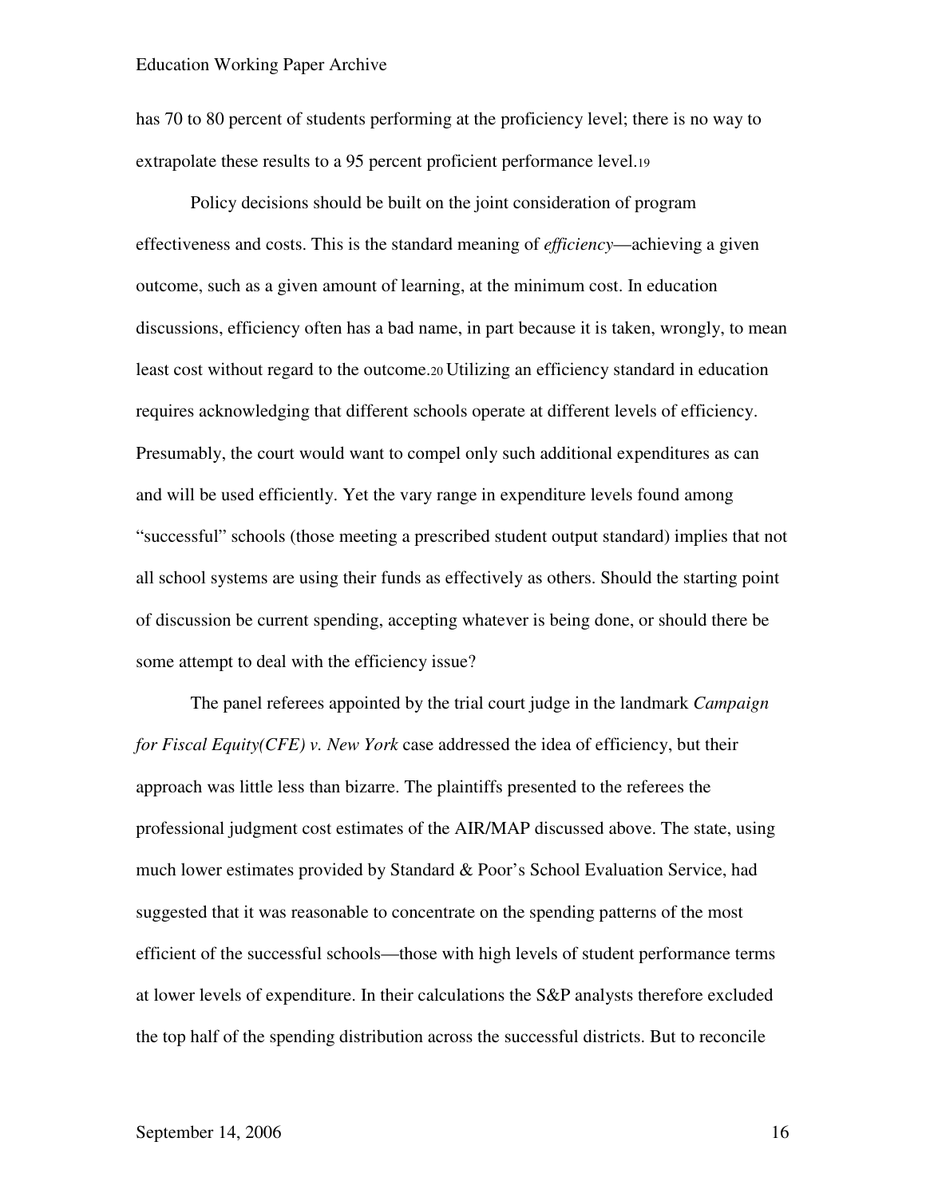has 70 to 80 percent of students performing at the proficiency level; there is no way to extrapolate these results to a 95 percent proficient performance level.[19]

Policy decisions should be built on the joint consideration of program effectiveness and costs. This is the standard meaning of *efficiency*—achieving a given outcome, such as a given amount of learning, at the minimum cost. In education discussions, efficiency often has a bad name, in part because it is taken, wrongly, to mean least cost without regard to the outcome.[20] Utilizing an efficiency standard in education requires acknowledging that different schools operate at different levels of efficiency. Presumably, the court would want to compel only such additional expenditures as can and will be used efficiently. Yet the vary range in expenditure levels found among "successful" schools (those meeting a prescribed student output standard) implies that not all school systems are using their funds as effectively as others. Should the starting point of discussion be current spending, accepting whatever is being done, or should there be some attempt to deal with the efficiency issue?

The panel referees appointed by the trial court judge in the landmark *Campaign for Fiscal Equity(CFE) v. New York* case addressed the idea of efficiency, but their approach was little less than bizarre. The plaintiffs presented to the referees the professional judgment cost estimates of the AIR/MAP discussed above. The state, using much lower estimates provided by Standard & Poor's School Evaluation Service, had suggested that it was reasonable to concentrate on the spending patterns of the most efficient of the successful schools—those with high levels of student performance terms at lower levels of expenditure. In their calculations the S&P analysts therefore excluded the top half of the spending distribution across the successful districts. But to reconcile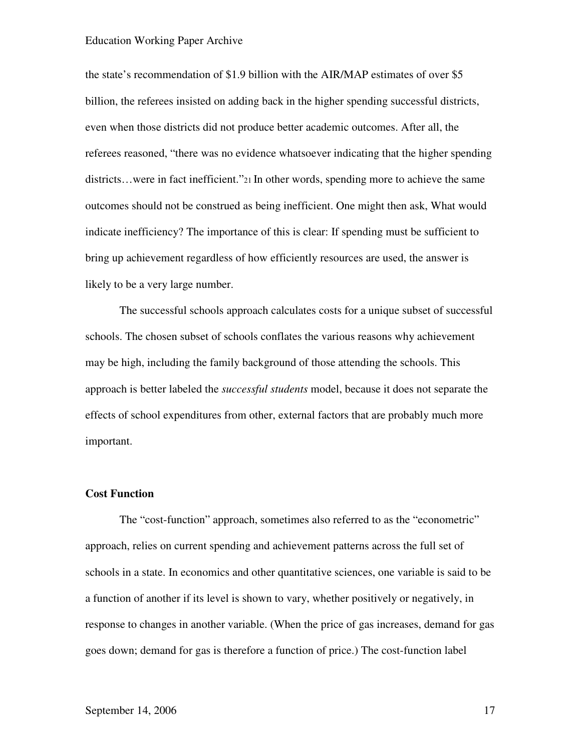the state's recommendation of $1.9 billion with the AIR/MAP estimates of over $5 billion, the referees insisted on adding back in the higher spending successful districts, even when those districts did not produce better academic outcomes. After all, the referees reasoned, "there was no evidence whatsoever indicating that the higher spending districts…were in fact inefficient."[21] In other words, spending more to achieve the same outcomes should not be construed as being inefficient. One might then ask, What would indicate inefficiency? The importance of this is clear: If spending must be sufficient to bring up achievement regardless of how efficiently resources are used, the answer is likely to be a very large number.

The successful schools approach calculates costs for a unique subset of successful schools. The chosen subset of schools conflates the various reasons why achievement may be high, including the family background of those attending the schools. This approach is better labeled the *successful students* model, because it does not separate the effects of school expenditures from other, external factors that are probably much more important.

### Cost Function

The "cost-function" approach, sometimes also referred to as the "econometric" approach, relies on current spending and achievement patterns across the full set of schools in a state. In economics and other quantitative sciences, one variable is said to be a function of another if its level is shown to vary, whether positively or negatively, in response to changes in another variable. (When the price of gas increases, demand for gas goes down; demand for gas is therefore a function of price.) The cost-function label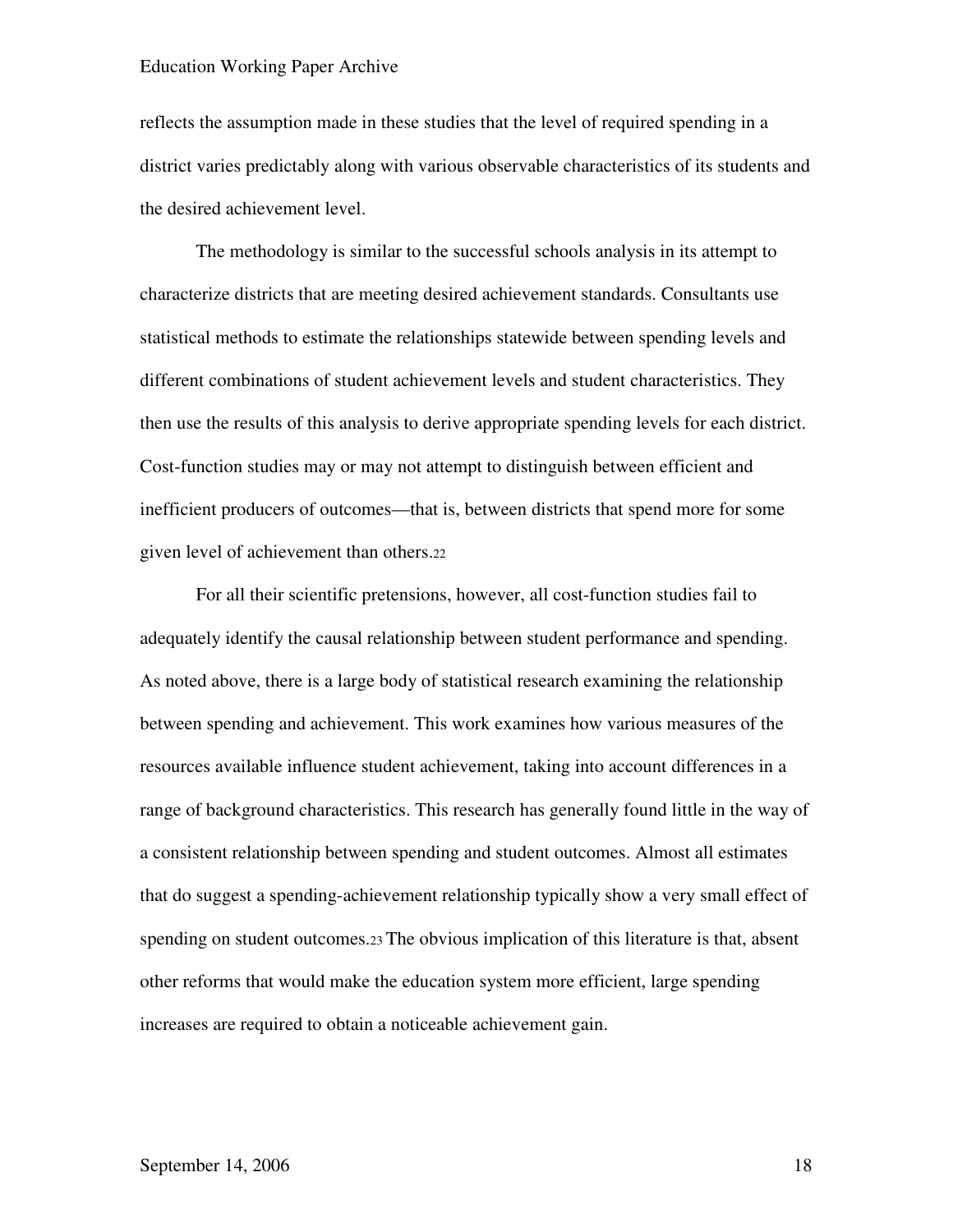reflects the assumption made in these studies that the level of required spending in a district varies predictably along with various observable characteristics of its students and the desired achievement level.

The methodology is similar to the successful schools analysis in its attempt to characterize districts that are meeting desired achievement standards. Consultants use statistical methods to estimate the relationships statewide between spending levels and different combinations of student achievement levels and student characteristics. They then use the results of this analysis to derive appropriate spending levels for each district. Cost-function studies may or may not attempt to distinguish between efficient and inefficient producers of outcomes—that is, between districts that spend more for some given level of achievement than others.[22]

For all their scientific pretensions, however, all cost-function studies fail to adequately identify the causal relationship between student performance and spending. As noted above, there is a large body of statistical research examining the relationship between spending and achievement. This work examines how various measures of the resources available influence student achievement, taking into account differences in a range of background characteristics. This research has generally found little in the way of a consistent relationship between spending and student outcomes. Almost all estimates that do suggest a spending-achievement relationship typically show a very small effect of spending on student outcomes.[23] The obvious implication of this literature is that, absent other reforms that would make the education system more efficient, large spending increases are required to obtain a noticeable achievement gain.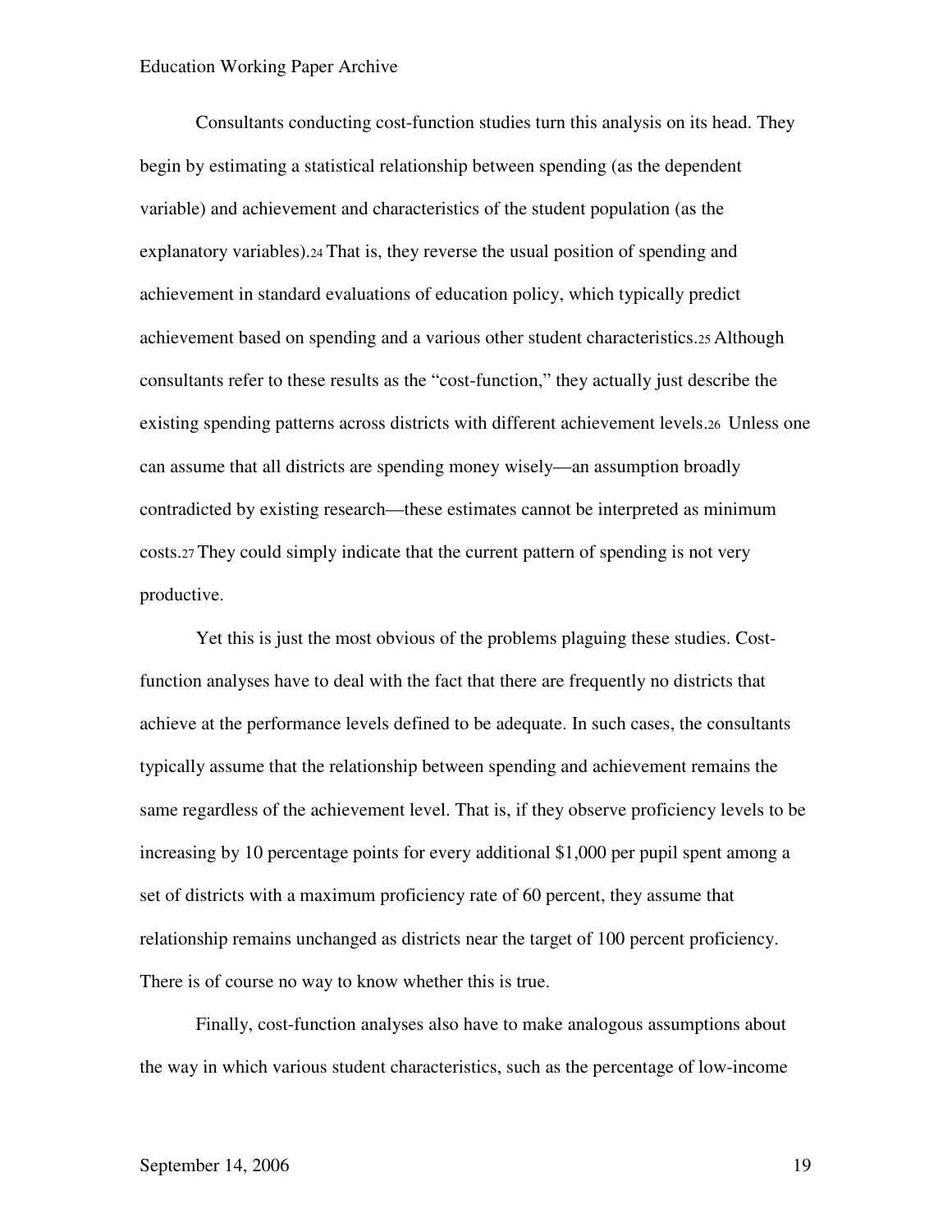Consultants conducting cost-function studies turn this analysis on its head. They begin by estimating a statistical relationship between spending (as the dependent variable) and achievement and characteristics of the student population (as the explanatory variables).[24] That is, they reverse the usual position of spending and achievement in standard evaluations of education policy, which typically predict achievement based on spending and a various other student characteristics.[25] Although consultants refer to these results as the "cost-function," they actually just describe the existing spending patterns across districts with different achievement levels.[26] Unless one can assume that all districts are spending money wisely—an assumption broadly contradicted by existing research—these estimates cannot be interpreted as minimum costs.[27] They could simply indicate that the current pattern of spending is not very productive.

Yet this is just the most obvious of the problems plaguing these studies. Cost-function analyses have to deal with the fact that there are frequently no districts that achieve at the performance levels defined to be adequate. In such cases, the consultants typically assume that the relationship between spending and achievement remains the same regardless of the achievement level. That is, if they observe proficiency levels to be increasing by 10 percentage points for every additional $1,000 per pupil spent among a set of districts with a maximum proficiency rate of 60 percent, they assume that relationship remains unchanged as districts near the target of 100 percent proficiency. There is of course no way to know whether this is true.

Finally, cost-function analyses also have to make analogous assumptions about the way in which various student characteristics, such as the percentage of low-income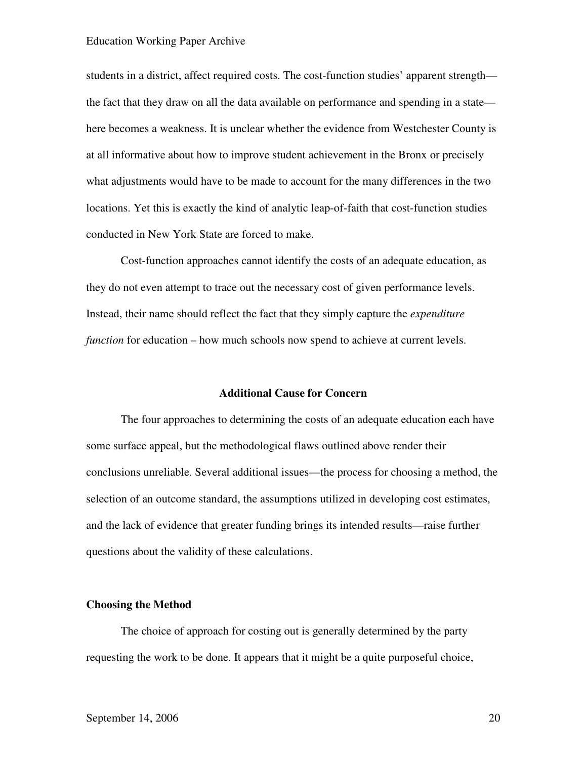students in a district, affect required costs. The cost-function studies' apparent strength—the fact that they draw on all the data available on performance and spending in a state—here becomes a weakness. It is unclear whether the evidence from Westchester County is at all informative about how to improve student achievement in the Bronx or precisely what adjustments would have to be made to account for the many differences in the two locations. Yet this is exactly the kind of analytic leap-of-faith that cost-function studies conducted in New York State are forced to make.

Cost-function approaches cannot identify the costs of an adequate education, as they do not even attempt to trace out the necessary cost of given performance levels. Instead, their name should reflect the fact that they simply capture the *expenditure function* for education – how much schools now spend to achieve at current levels.

## Additional Cause for Concern

The four approaches to determining the costs of an adequate education each have some surface appeal, but the methodological flaws outlined above render their conclusions unreliable. Several additional issues—the process for choosing a method, the selection of an outcome standard, the assumptions utilized in developing cost estimates, and the lack of evidence that greater funding brings its intended results—raise further questions about the validity of these calculations.

### Choosing the Method

The choice of approach for costing out is generally determined by the party requesting the work to be done. It appears that it might be a quite purposeful choice,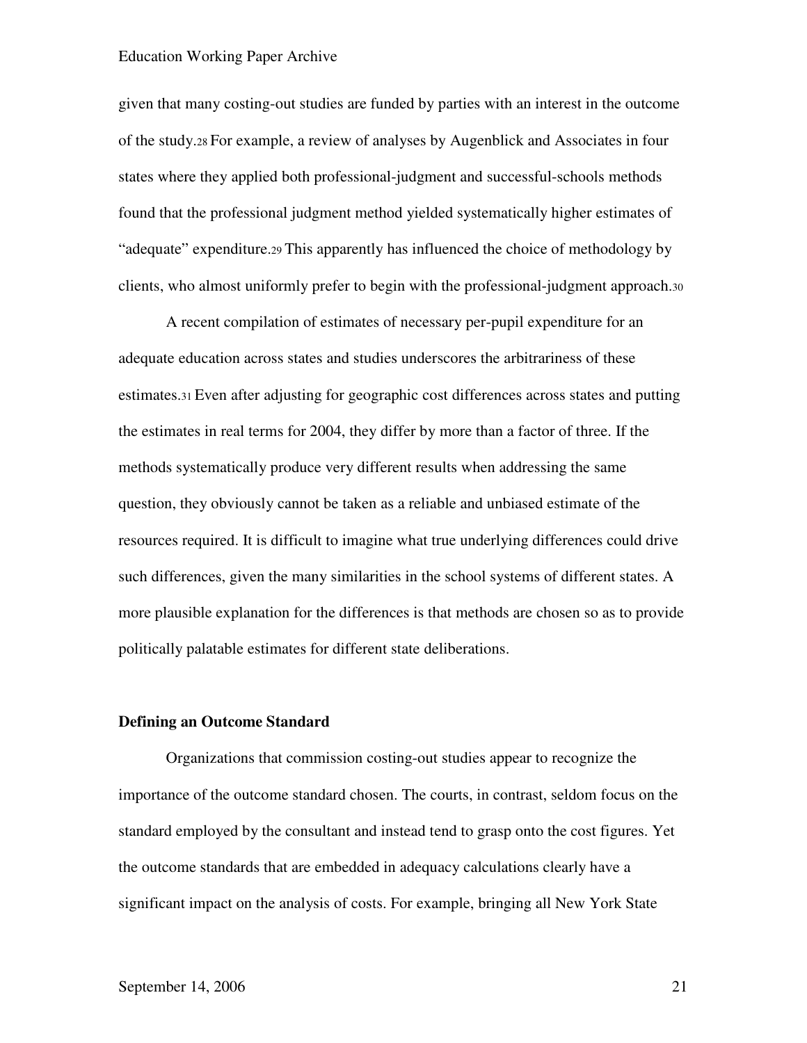given that many costing-out studies are funded by parties with an interest in the outcome of the study.[28] For example, a review of analyses by Augenblick and Associates in four states where they applied both professional-judgment and successful-schools methods found that the professional judgment method yielded systematically higher estimates of "adequate" expenditure.[29] This apparently has influenced the choice of methodology by clients, who almost uniformly prefer to begin with the professional-judgment approach.[30]

A recent compilation of estimates of necessary per-pupil expenditure for an adequate education across states and studies underscores the arbitrariness of these estimates.[31] Even after adjusting for geographic cost differences across states and putting the estimates in real terms for 2004, they differ by more than a factor of three. If the methods systematically produce very different results when addressing the same question, they obviously cannot be taken as a reliable and unbiased estimate of the resources required. It is difficult to imagine what true underlying differences could drive such differences, given the many similarities in the school systems of different states. A more plausible explanation for the differences is that methods are chosen so as to provide politically palatable estimates for different state deliberations.

**Defining an Outcome Standard**

Organizations that commission costing-out studies appear to recognize the importance of the outcome standard chosen. The courts, in contrast, seldom focus on the standard employed by the consultant and instead tend to grasp onto the cost figures. Yet the outcome standards that are embedded in adequacy calculations clearly have a significant impact on the analysis of costs. For example, bringing all New York State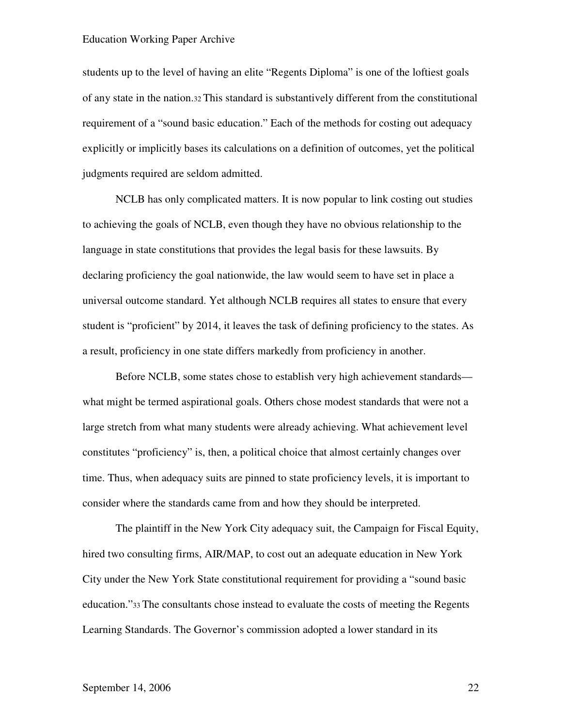students up to the level of having an elite “Regents Diploma” is one of the loftiest goals of any state in the nation.[32] This standard is substantively different from the constitutional requirement of a “sound basic education.” Each of the methods for costing out adequacy explicitly or implicitly bases its calculations on a definition of outcomes, yet the political judgments required are seldom admitted.

NCLB has only complicated matters. It is now popular to link costing out studies to achieving the goals of NCLB, even though they have no obvious relationship to the language in state constitutions that provides the legal basis for these lawsuits. By declaring proficiency the goal nationwide, the law would seem to have set in place a universal outcome standard. Yet although NCLB requires all states to ensure that every student is “proficient” by 2014, it leaves the task of defining proficiency to the states. As a result, proficiency in one state differs markedly from proficiency in another.

Before NCLB, some states chose to establish very high achievement standards—what might be termed aspirational goals. Others chose modest standards that were not a large stretch from what many students were already achieving. What achievement level constitutes “proficiency” is, then, a political choice that almost certainly changes over time. Thus, when adequacy suits are pinned to state proficiency levels, it is important to consider where the standards came from and how they should be interpreted.

The plaintiff in the New York City adequacy suit, the Campaign for Fiscal Equity, hired two consulting firms, AIR/MAP, to cost out an adequate education in New York City under the New York State constitutional requirement for providing a “sound basic education.”[33] The consultants chose instead to evaluate the costs of meeting the Regents Learning Standards. The Governor’s commission adopted a lower standard in its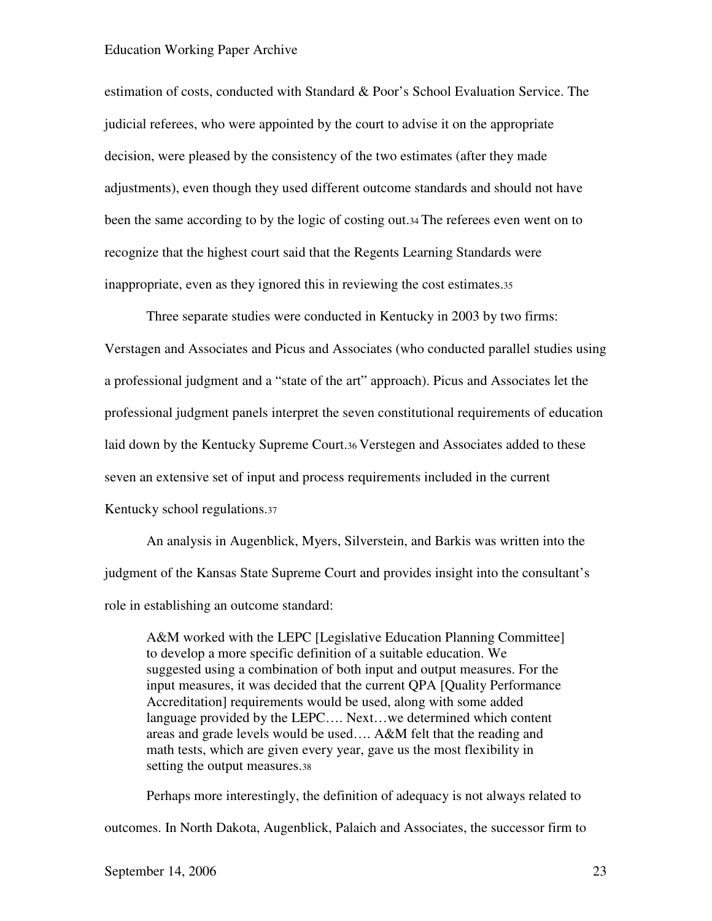estimation of costs, conducted with Standard & Poor's School Evaluation Service. The judicial referees, who were appointed by the court to advise it on the appropriate decision, were pleased by the consistency of the two estimates (after they made adjustments), even though they used different outcome standards and should not have been the same according to by the logic of costing out.[34] The referees even went on to recognize that the highest court said that the Regents Learning Standards were inappropriate, even as they ignored this in reviewing the cost estimates.[35]

Three separate studies were conducted in Kentucky in 2003 by two firms: Verstagen and Associates and Picus and Associates (who conducted parallel studies using a professional judgment and a "state of the art" approach). Picus and Associates let the professional judgment panels interpret the seven constitutional requirements of education laid down by the Kentucky Supreme Court.[36] Verstegen and Associates added to these seven an extensive set of input and process requirements included in the current Kentucky school regulations.[37]

An analysis in Augenblick, Myers, Silverstein, and Barkis was written into the judgment of the Kansas State Supreme Court and provides insight into the consultant's role in establishing an outcome standard:

> A&M worked with the LEPC [Legislative Education Planning Committee] to develop a more specific definition of a suitable education. We suggested using a combination of both input and output measures. For the input measures, it was decided that the current QPA [Quality Performance Accreditation] requirements would be used, along with some added language provided by the LEPC…. Next…we determined which content areas and grade levels would be used…. A&M felt that the reading and math tests, which are given every year, gave us the most flexibility in setting the output measures.[38]

Perhaps more interestingly, the definition of adequacy is not always related to outcomes. In North Dakota, Augenblick, Palaich and Associates, the successor firm to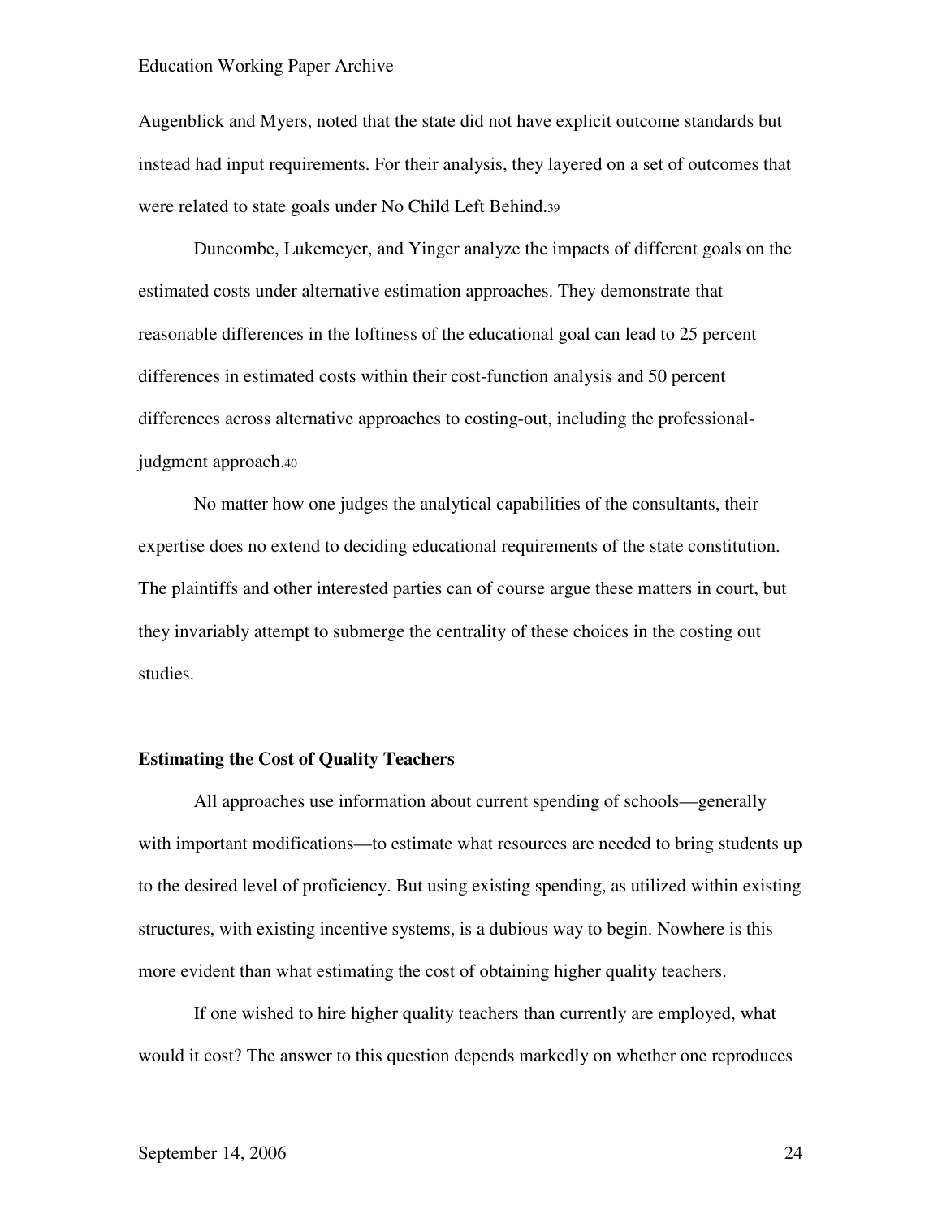Augenblick and Myers, noted that the state did not have explicit outcome standards but instead had input requirements. For their analysis, they layered on a set of outcomes that were related to state goals under No Child Left Behind.[39]

Duncombe, Lukemeyer, and Yinger analyze the impacts of different goals on the estimated costs under alternative estimation approaches. They demonstrate that reasonable differences in the loftiness of the educational goal can lead to 25 percent differences in estimated costs within their cost-function analysis and 50 percent differences across alternative approaches to costing-out, including the professional-judgment approach.[40]

No matter how one judges the analytical capabilities of the consultants, their expertise does no extend to deciding educational requirements of the state constitution. The plaintiffs and other interested parties can of course argue these matters in court, but they invariably attempt to submerge the centrality of these choices in the costing out studies.

### Estimating the Cost of Quality Teachers

All approaches use information about current spending of schools—generally with important modifications—to estimate what resources are needed to bring students up to the desired level of proficiency. But using existing spending, as utilized within existing structures, with existing incentive systems, is a dubious way to begin. Nowhere is this more evident than what estimating the cost of obtaining higher quality teachers.

If one wished to hire higher quality teachers than currently are employed, what would it cost? The answer to this question depends markedly on whether one reproduces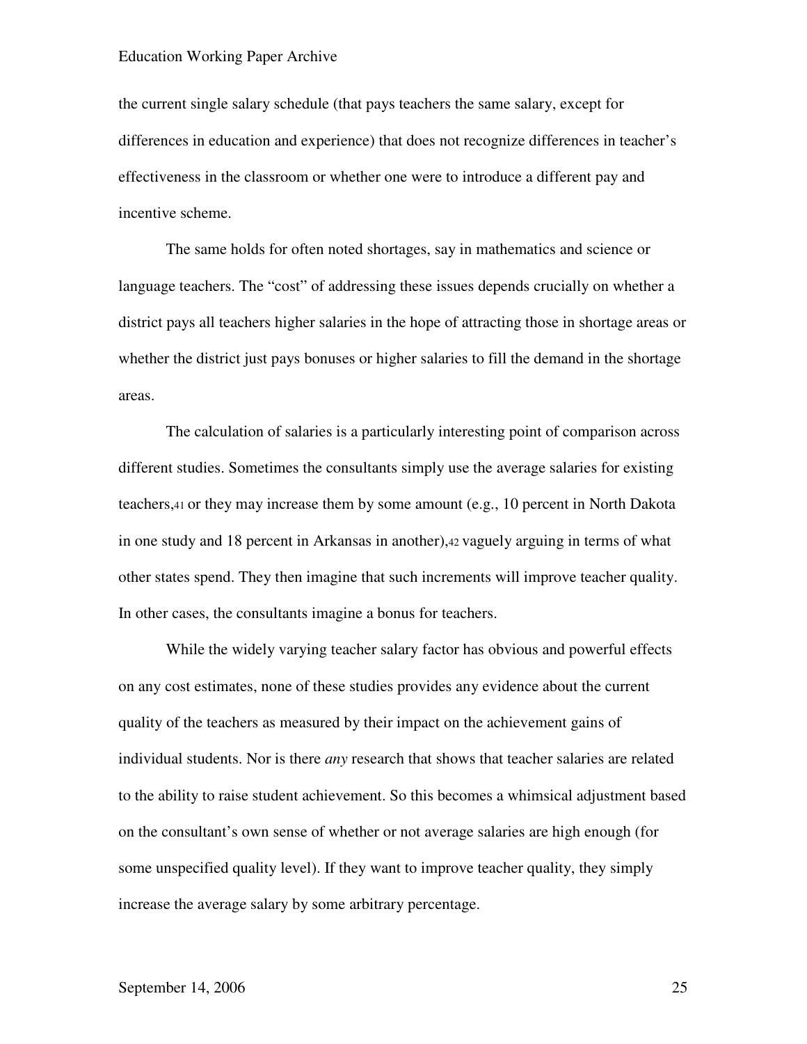the current single salary schedule (that pays teachers the same salary, except for differences in education and experience) that does not recognize differences in teacher's effectiveness in the classroom or whether one were to introduce a different pay and incentive scheme.

The same holds for often noted shortages, say in mathematics and science or language teachers. The "cost" of addressing these issues depends crucially on whether a district pays all teachers higher salaries in the hope of attracting those in shortage areas or whether the district just pays bonuses or higher salaries to fill the demand in the shortage areas.

The calculation of salaries is a particularly interesting point of comparison across different studies. Sometimes the consultants simply use the average salaries for existing teachers,[41] or they may increase them by some amount (e.g., 10 percent in North Dakota in one study and 18 percent in Arkansas in another),[42] vaguely arguing in terms of what other states spend. They then imagine that such increments will improve teacher quality. In other cases, the consultants imagine a bonus for teachers.

While the widely varying teacher salary factor has obvious and powerful effects on any cost estimates, none of these studies provides any evidence about the current quality of the teachers as measured by their impact on the achievement gains of individual students. Nor is there *any* research that shows that teacher salaries are related to the ability to raise student achievement. So this becomes a whimsical adjustment based on the consultant's own sense of whether or not average salaries are high enough (for some unspecified quality level). If they want to improve teacher quality, they simply increase the average salary by some arbitrary percentage.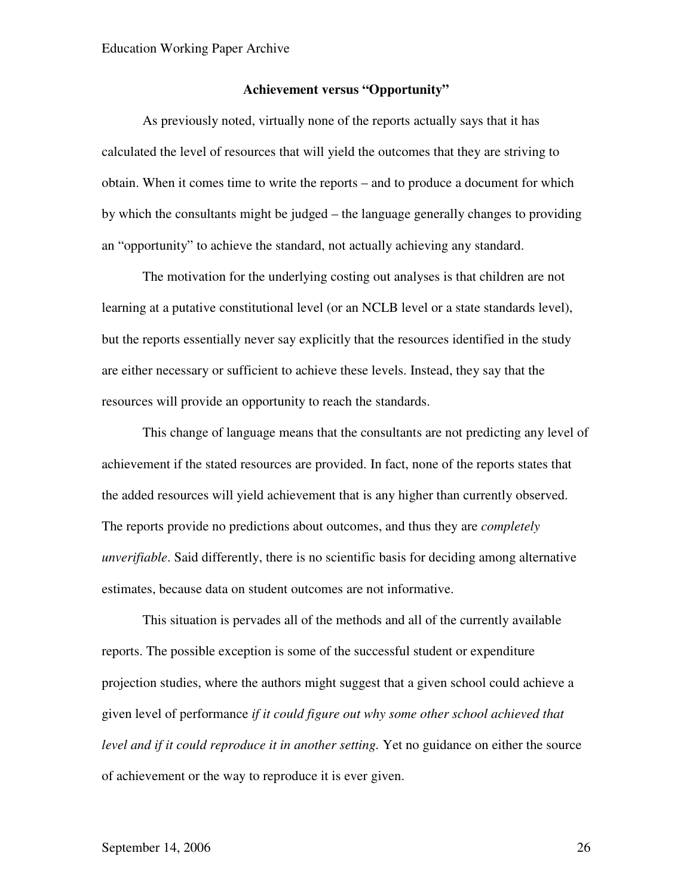### Achievement versus "Opportunity"

As previously noted, virtually none of the reports actually says that it has calculated the level of resources that will yield the outcomes that they are striving to obtain. When it comes time to write the reports – and to produce a document for which by which the consultants might be judged – the language generally changes to providing an "opportunity" to achieve the standard, not actually achieving any standard.

The motivation for the underlying costing out analyses is that children are not learning at a putative constitutional level (or an NCLB level or a state standards level), but the reports essentially never say explicitly that the resources identified in the study are either necessary or sufficient to achieve these levels. Instead, they say that the resources will provide an opportunity to reach the standards.

This change of language means that the consultants are not predicting any level of achievement if the stated resources are provided. In fact, none of the reports states that the added resources will yield achievement that is any higher than currently observed. The reports provide no predictions about outcomes, and thus they are *completely unverifiable*. Said differently, there is no scientific basis for deciding among alternative estimates, because data on student outcomes are not informative.

This situation is pervades all of the methods and all of the currently available reports. The possible exception is some of the successful student or expenditure projection studies, where the authors might suggest that a given school could achieve a given level of performance *if it could figure out why some other school achieved that level and if it could reproduce it in another setting.* Yet no guidance on either the source of achievement or the way to reproduce it is ever given.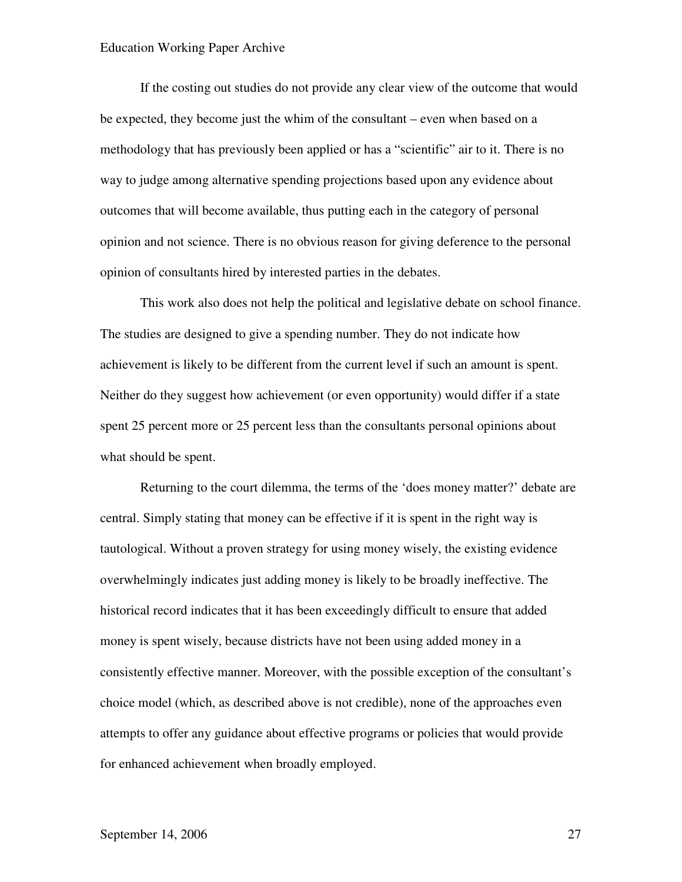If the costing out studies do not provide any clear view of the outcome that would be expected, they become just the whim of the consultant – even when based on a methodology that has previously been applied or has a "scientific" air to it. There is no way to judge among alternative spending projections based upon any evidence about outcomes that will become available, thus putting each in the category of personal opinion and not science. There is no obvious reason for giving deference to the personal opinion of consultants hired by interested parties in the debates.

This work also does not help the political and legislative debate on school finance. The studies are designed to give a spending number. They do not indicate how achievement is likely to be different from the current level if such an amount is spent. Neither do they suggest how achievement (or even opportunity) would differ if a state spent 25 percent more or 25 percent less than the consultants personal opinions about what should be spent.

Returning to the court dilemma, the terms of the 'does money matter?' debate are central. Simply stating that money can be effective if it is spent in the right way is tautological. Without a proven strategy for using money wisely, the existing evidence overwhelmingly indicates just adding money is likely to be broadly ineffective. The historical record indicates that it has been exceedingly difficult to ensure that added money is spent wisely, because districts have not been using added money in a consistently effective manner. Moreover, with the possible exception of the consultant's choice model (which, as described above is not credible), none of the approaches even attempts to offer any guidance about effective programs or policies that would provide for enhanced achievement when broadly employed.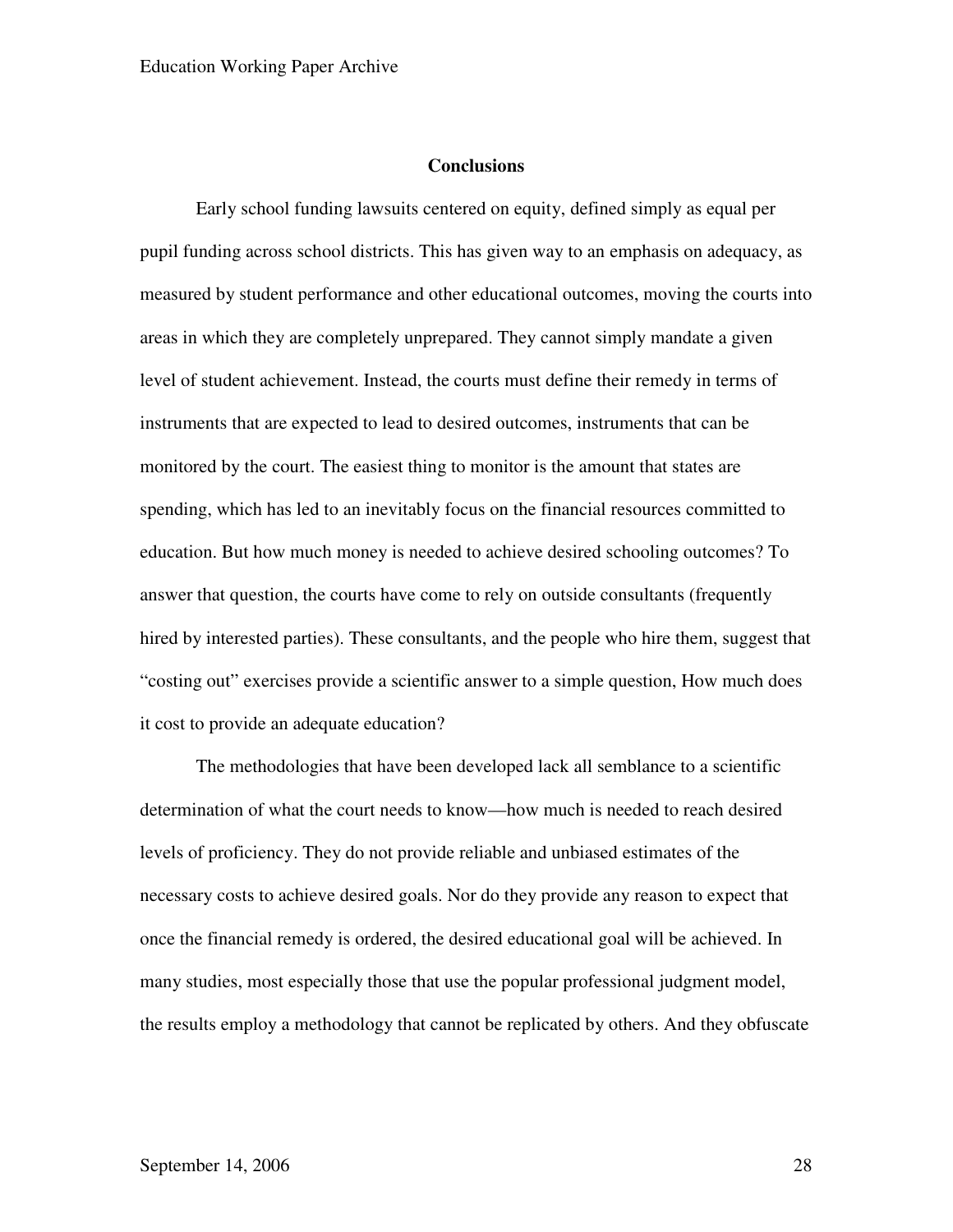## Conclusions

Early school funding lawsuits centered on equity, defined simply as equal per pupil funding across school districts. This has given way to an emphasis on adequacy, as measured by student performance and other educational outcomes, moving the courts into areas in which they are completely unprepared. They cannot simply mandate a given level of student achievement. Instead, the courts must define their remedy in terms of instruments that are expected to lead to desired outcomes, instruments that can be monitored by the court. The easiest thing to monitor is the amount that states are spending, which has led to an inevitably focus on the financial resources committed to education. But how much money is needed to achieve desired schooling outcomes? To answer that question, the courts have come to rely on outside consultants (frequently hired by interested parties). These consultants, and the people who hire them, suggest that "costing out" exercises provide a scientific answer to a simple question, How much does it cost to provide an adequate education?

The methodologies that have been developed lack all semblance to a scientific determination of what the court needs to know—how much is needed to reach desired levels of proficiency. They do not provide reliable and unbiased estimates of the necessary costs to achieve desired goals. Nor do they provide any reason to expect that once the financial remedy is ordered, the desired educational goal will be achieved. In many studies, most especially those that use the popular professional judgment model, the results employ a methodology that cannot be replicated by others. And they obfuscate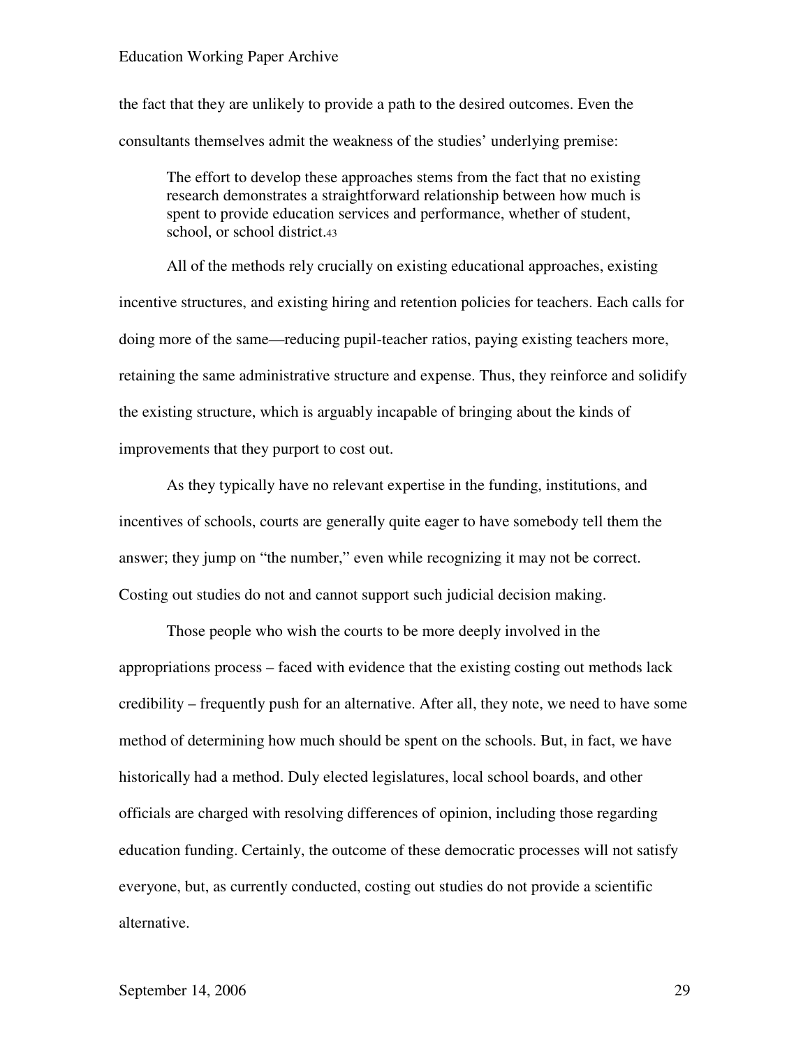the fact that they are unlikely to provide a path to the desired outcomes. Even the consultants themselves admit the weakness of the studies' underlying premise:

> The effort to develop these approaches stems from the fact that no existing research demonstrates a straightforward relationship between how much is spent to provide education services and performance, whether of student, school, or school district.[43]

All of the methods rely crucially on existing educational approaches, existing incentive structures, and existing hiring and retention policies for teachers. Each calls for doing more of the same—reducing pupil-teacher ratios, paying existing teachers more, retaining the same administrative structure and expense. Thus, they reinforce and solidify the existing structure, which is arguably incapable of bringing about the kinds of improvements that they purport to cost out.

As they typically have no relevant expertise in the funding, institutions, and incentives of schools, courts are generally quite eager to have somebody tell them the answer; they jump on "the number," even while recognizing it may not be correct. Costing out studies do not and cannot support such judicial decision making.

Those people who wish the courts to be more deeply involved in the appropriations process – faced with evidence that the existing costing out methods lack credibility – frequently push for an alternative. After all, they note, we need to have some method of determining how much should be spent on the schools. But, in fact, we have historically had a method. Duly elected legislatures, local school boards, and other officials are charged with resolving differences of opinion, including those regarding education funding. Certainly, the outcome of these democratic processes will not satisfy everyone, but, as currently conducted, costing out studies do not provide a scientific alternative.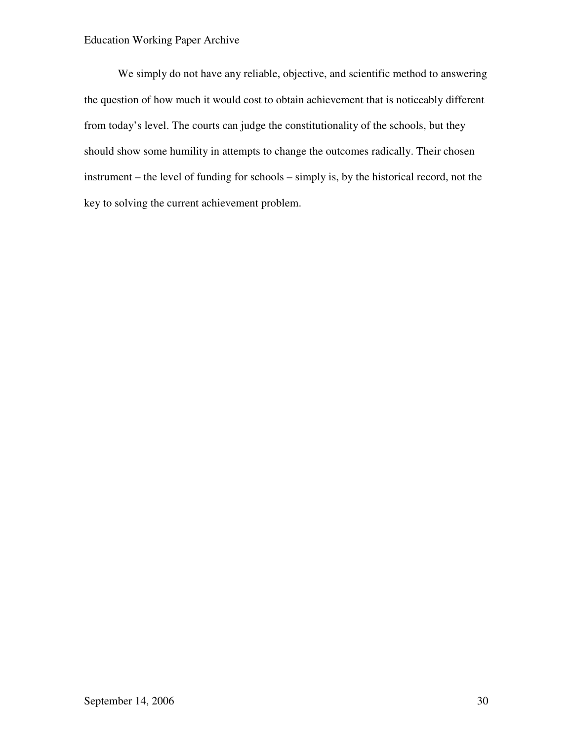We simply do not have any reliable, objective, and scientific method to answering the question of how much it would cost to obtain achievement that is noticeably different from today's level. The courts can judge the constitutionality of the schools, but they should show some humility in attempts to change the outcomes radically. Their chosen instrument – the level of funding for schools – simply is, by the historical record, not the key to solving the current achievement problem.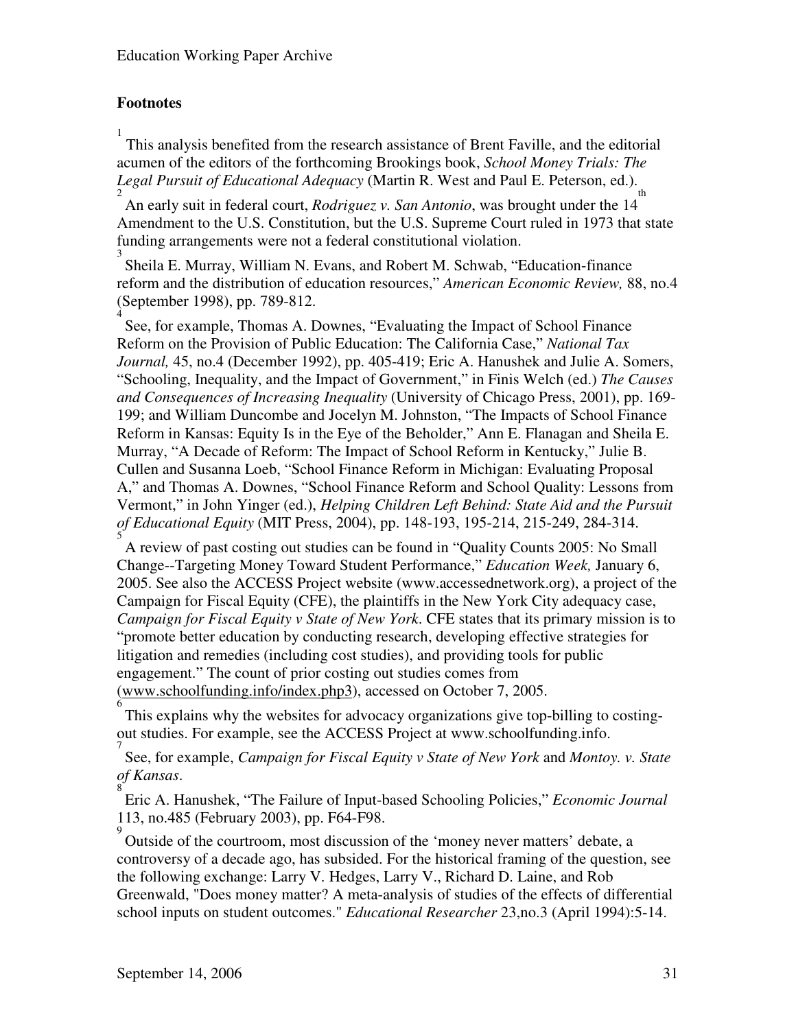**Footnotes**

[1] This analysis benefited from the research assistance of Brent Faville, and the editorial acumen of the editors of the forthcoming Brookings book, *School Money Trials: The Legal Pursuit of Educational Adequacy* (Martin R. West and Paul E. Peterson, ed.).

[2] An early suit in federal court, *Rodriguez v. San Antonio*, was brought under the 14th Amendment to the U.S. Constitution, but the U.S. Supreme Court ruled in 1973 that state funding arrangements were not a federal constitutional violation.

[3] Sheila E. Murray, William N. Evans, and Robert M. Schwab, "Education-finance reform and the distribution of education resources," *American Economic Review,* 88, no.4 (September 1998), pp. 789-812.

[4] See, for example, Thomas A. Downes, "Evaluating the Impact of School Finance Reform on the Provision of Public Education: The California Case," *National Tax Journal,* 45, no.4 (December 1992), pp. 405-419; Eric A. Hanushek and Julie A. Somers, "Schooling, Inequality, and the Impact of Government," in Finis Welch (ed.) *The Causes and Consequences of Increasing Inequality* (University of Chicago Press, 2001), pp. 169-199; and William Duncombe and Jocelyn M. Johnston, "The Impacts of School Finance Reform in Kansas: Equity Is in the Eye of the Beholder," Ann E. Flanagan and Sheila E. Murray, "A Decade of Reform: The Impact of School Reform in Kentucky," Julie B. Cullen and Susanna Loeb, "School Finance Reform in Michigan: Evaluating Proposal A," and Thomas A. Downes, "School Finance Reform and School Quality: Lessons from Vermont," in John Yinger (ed.), *Helping Children Left Behind: State Aid and the Pursuit of Educational Equity* (MIT Press, 2004), pp. 148-193, 195-214, 215-249, 284-314.

[5] A review of past costing out studies can be found in "Quality Counts 2005: No Small Change--Targeting Money Toward Student Performance," *Education Week,* January 6, 2005. See also the ACCESS Project website (www.accessednetwork.org), a project of the Campaign for Fiscal Equity (CFE), the plaintiffs in the New York City adequacy case, *Campaign for Fiscal Equity v State of New York*. CFE states that its primary mission is to "promote better education by conducting research, developing effective strategies for litigation and remedies (including cost studies), and providing tools for public engagement." The count of prior costing out studies comes from (www.schoolfunding.info/index.php3), accessed on October 7, 2005.

[6] This explains why the websites for advocacy organizations give top-billing to costing-out studies. For example, see the ACCESS Project at www.schoolfunding.info.

[7] See, for example, *Campaign for Fiscal Equity v State of New York* and *Montoy. v. State of Kansas*.

[8] Eric A. Hanushek, "The Failure of Input-based Schooling Policies," *Economic Journal* 113, no.485 (February 2003), pp. F64-F98.

[9] Outside of the courtroom, most discussion of the 'money never matters' debate, a controversy of a decade ago, has subsided. For the historical framing of the question, see the following exchange: Larry V. Hedges, Larry V., Richard D. Laine, and Rob Greenwald, "Does money matter? A meta-analysis of studies of the effects of differential school inputs on student outcomes." *Educational Researcher* 23,no.3 (April 1994):5-14.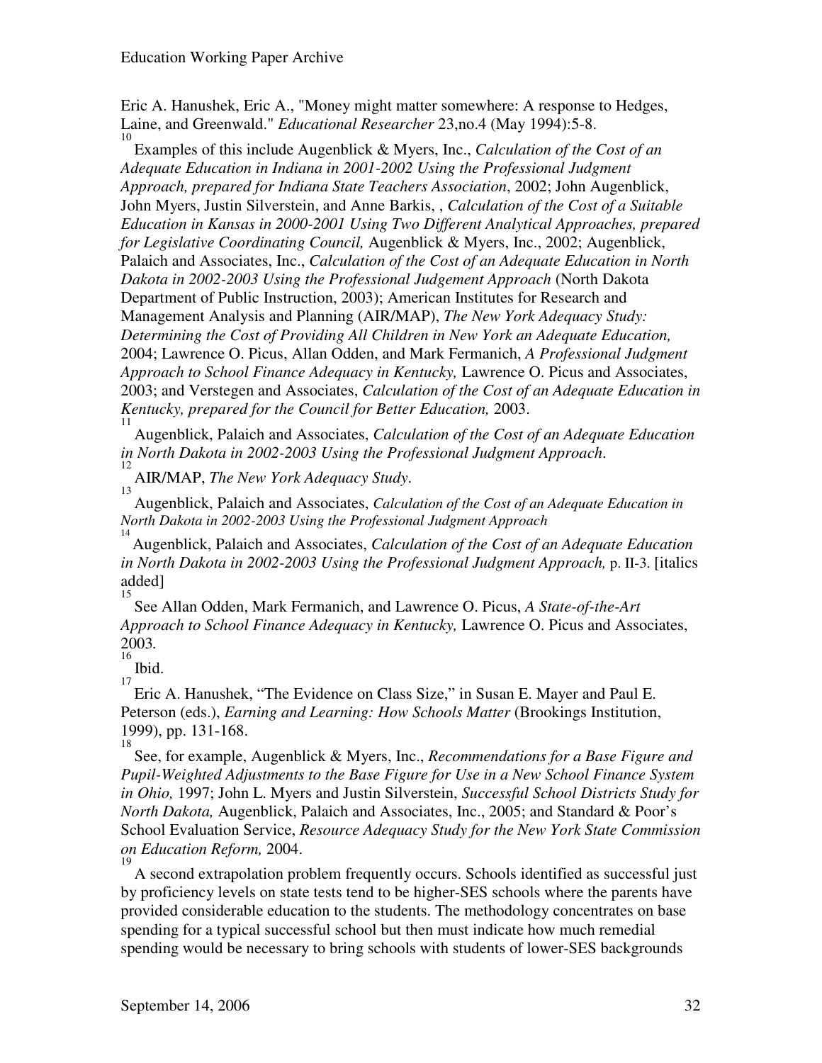Eric A. Hanushek, Eric A., "Money might matter somewhere: A response to Hedges, Laine, and Greenwald." *Educational Researcher* 23,no.4 (May 1994):5-8.

[10] Examples of this include Augenblick & Myers, Inc., *Calculation of the Cost of an Adequate Education in Indiana in 2001-2002 Using the Professional Judgment Approach, prepared for Indiana State Teachers Association*, 2002; John Augenblick, John Myers, Justin Silverstein, and Anne Barkis, , *Calculation of the Cost of a Suitable Education in Kansas in 2000-2001 Using Two Different Analytical Approaches, prepared for Legislative Coordinating Council,* Augenblick & Myers, Inc., 2002; Augenblick, Palaich and Associates, Inc., *Calculation of the Cost of an Adequate Education in North Dakota in 2002-2003 Using the Professional Judgement Approach* (North Dakota Department of Public Instruction, 2003); American Institutes for Research and Management Analysis and Planning (AIR/MAP), *The New York Adequacy Study: Determining the Cost of Providing All Children in New York an Adequate Education,* 2004; Lawrence O. Picus, Allan Odden, and Mark Fermanich, *A Professional Judgment Approach to School Finance Adequacy in Kentucky,* Lawrence O. Picus and Associates, 2003; and Verstegen and Associates, *Calculation of the Cost of an Adequate Education in Kentucky, prepared for the Council for Better Education,* 2003.

[11] Augenblick, Palaich and Associates, *Calculation of the Cost of an Adequate Education in North Dakota in 2002-2003 Using the Professional Judgment Approach*.

[12] AIR/MAP, *The New York Adequacy Study*.

[13] Augenblick, Palaich and Associates, *Calculation of the Cost of an Adequate Education in North Dakota in 2002-2003 Using the Professional Judgment Approach*

[14] Augenblick, Palaich and Associates, *Calculation of the Cost of an Adequate Education in North Dakota in 2002-2003 Using the Professional Judgment Approach,* p. II-3. [italics added]

[15] See Allan Odden, Mark Fermanich, and Lawrence O. Picus, *A State-of-the-Art Approach to School Finance Adequacy in Kentucky,* Lawrence O. Picus and Associates, 2003.

[16] Ibid.

[17] Eric A. Hanushek, "The Evidence on Class Size," in Susan E. Mayer and Paul E. Peterson (eds.), *Earning and Learning: How Schools Matter* (Brookings Institution, 1999), pp. 131-168.

[18] See, for example, Augenblick & Myers, Inc., *Recommendations for a Base Figure and Pupil-Weighted Adjustments to the Base Figure for Use in a New School Finance System in Ohio,* 1997; John L. Myers and Justin Silverstein, *Successful School Districts Study for North Dakota,* Augenblick, Palaich and Associates, Inc., 2005; and Standard & Poor's School Evaluation Service, *Resource Adequacy Study for the New York State Commission on Education Reform,* 2004.

[19] A second extrapolation problem frequently occurs. Schools identified as successful just by proficiency levels on state tests tend to be higher-SES schools where the parents have provided considerable education to the students. The methodology concentrates on base spending for a typical successful school but then must indicate how much remedial spending would be necessary to bring schools with students of lower-SES backgrounds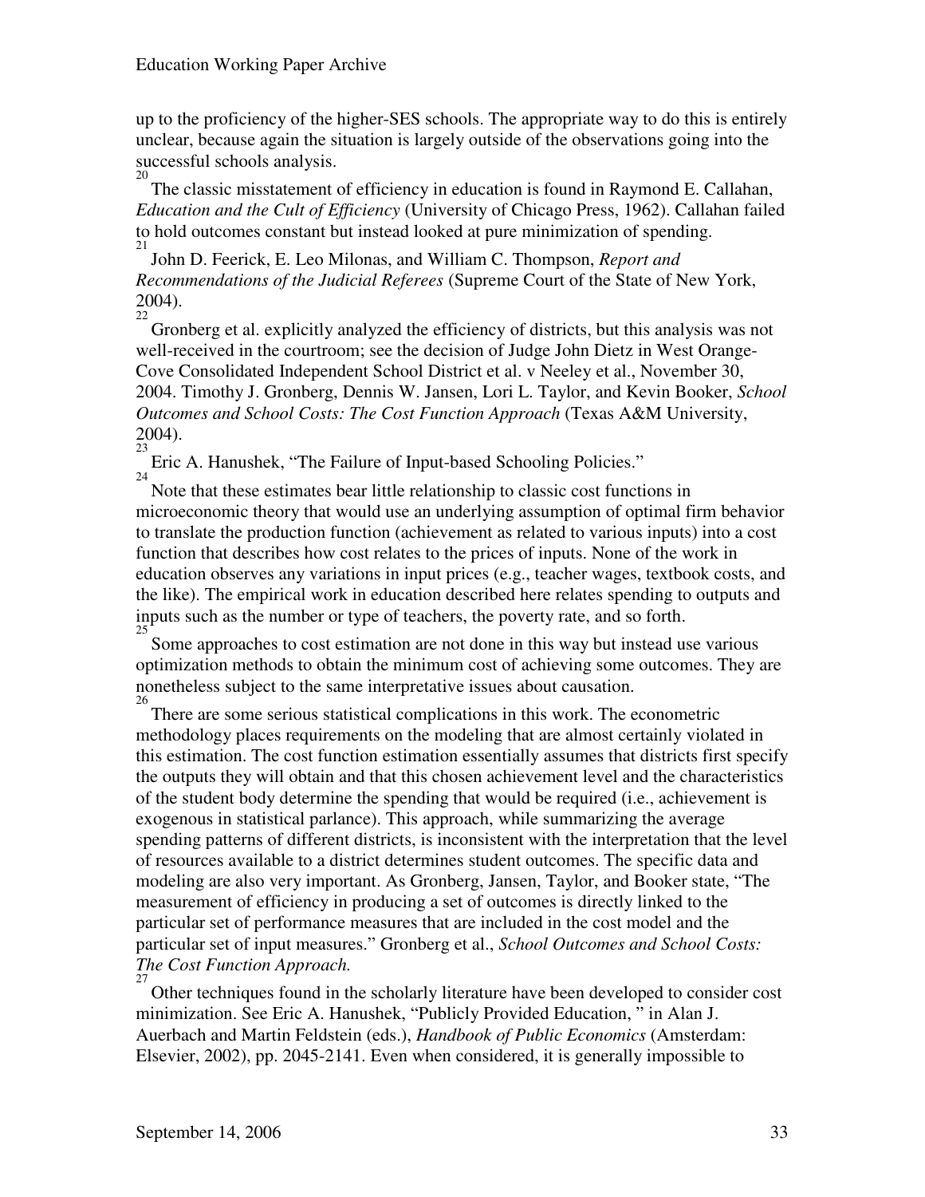up to the proficiency of the higher-SES schools. The appropriate way to do this is entirely unclear, because again the situation is largely outside of the observations going into the successful schools analysis.

[20] The classic misstatement of efficiency in education is found in Raymond E. Callahan, *Education and the Cult of Efficiency* (University of Chicago Press, 1962). Callahan failed to hold outcomes constant but instead looked at pure minimization of spending.

[21] John D. Feerick, E. Leo Milonas, and William C. Thompson, *Report and Recommendations of the Judicial Referees* (Supreme Court of the State of New York, 2004).

[22] Gronberg et al. explicitly analyzed the efficiency of districts, but this analysis was not well-received in the courtroom; see the decision of Judge John Dietz in West Orange-Cove Consolidated Independent School District et al. v Neeley et al., November 30, 2004. Timothy J. Gronberg, Dennis W. Jansen, Lori L. Taylor, and Kevin Booker, *School Outcomes and School Costs: The Cost Function Approach* (Texas A&M University, 2004).

[23] Eric A. Hanushek, "The Failure of Input-based Schooling Policies."

[24] Note that these estimates bear little relationship to classic cost functions in microeconomic theory that would use an underlying assumption of optimal firm behavior to translate the production function (achievement as related to various inputs) into a cost function that describes how cost relates to the prices of inputs. None of the work in education observes any variations in input prices (e.g., teacher wages, textbook costs, and the like). The empirical work in education described here relates spending to outputs and inputs such as the number or type of teachers, the poverty rate, and so forth.

[25] Some approaches to cost estimation are not done in this way but instead use various optimization methods to obtain the minimum cost of achieving some outcomes. They are nonetheless subject to the same interpretative issues about causation.

[26] There are some serious statistical complications in this work. The econometric methodology places requirements on the modeling that are almost certainly violated in this estimation. The cost function estimation essentially assumes that districts first specify the outputs they will obtain and that this chosen achievement level and the characteristics of the student body determine the spending that would be required (i.e., achievement is exogenous in statistical parlance). This approach, while summarizing the average spending patterns of different districts, is inconsistent with the interpretation that the level of resources available to a district determines student outcomes. The specific data and modeling are also very important. As Gronberg, Jansen, Taylor, and Booker state, "The measurement of efficiency in producing a set of outcomes is directly linked to the particular set of performance measures that are included in the cost model and the particular set of input measures." Gronberg et al., *School Outcomes and School Costs: The Cost Function Approach.*

[27] Other techniques found in the scholarly literature have been developed to consider cost minimization. See Eric A. Hanushek, "Publicly Provided Education, " in Alan J. Auerbach and Martin Feldstein (eds.), *Handbook of Public Economics* (Amsterdam: Elsevier, 2002), pp. 2045-2141. Even when considered, it is generally impossible to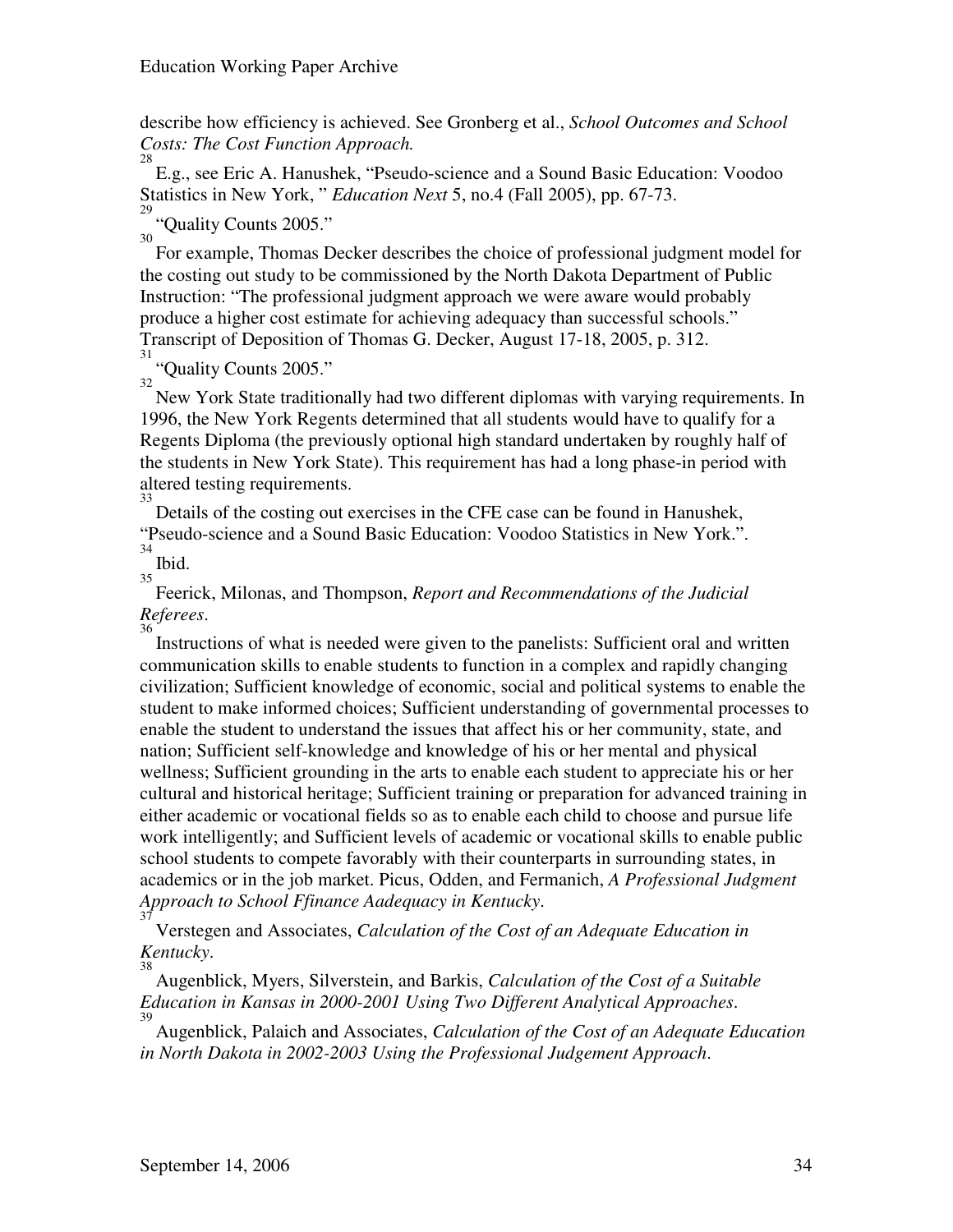describe how efficiency is achieved. See Gronberg et al., *School Outcomes and School Costs: The Cost Function Approach.*

[28] E.g., see Eric A. Hanushek, "Pseudo-science and a Sound Basic Education: Voodoo Statistics in New York, " *Education Next* 5, no.4 (Fall 2005), pp. 67-73.

[29] "Quality Counts 2005."

[30] For example, Thomas Decker describes the choice of professional judgment model for the costing out study to be commissioned by the North Dakota Department of Public Instruction: "The professional judgment approach we were aware would probably produce a higher cost estimate for achieving adequacy than successful schools." Transcript of Deposition of Thomas G. Decker, August 17-18, 2005, p. 312.

[31] "Quality Counts 2005."

[32] New York State traditionally had two different diplomas with varying requirements. In 1996, the New York Regents determined that all students would have to qualify for a Regents Diploma (the previously optional high standard undertaken by roughly half of the students in New York State). This requirement has had a long phase-in period with altered testing requirements.

[33] Details of the costing out exercises in the CFE case can be found in Hanushek, "Pseudo-science and a Sound Basic Education: Voodoo Statistics in New York.".

[34] Ibid.

[35] Feerick, Milonas, and Thompson, *Report and Recommendations of the Judicial Referees*.

[36] Instructions of what is needed were given to the panelists: Sufficient oral and written communication skills to enable students to function in a complex and rapidly changing civilization; Sufficient knowledge of economic, social and political systems to enable the student to make informed choices; Sufficient understanding of governmental processes to enable the student to understand the issues that affect his or her community, state, and nation; Sufficient self-knowledge and knowledge of his or her mental and physical wellness; Sufficient grounding in the arts to enable each student to appreciate his or her cultural and historical heritage; Sufficient training or preparation for advanced training in either academic or vocational fields so as to enable each child to choose and pursue life work intelligently; and Sufficient levels of academic or vocational skills to enable public school students to compete favorably with their counterparts in surrounding states, in academics or in the job market. Picus, Odden, and Fermanich, *A Professional Judgment Approach to School Ffinance Aadequacy in Kentucky*.

[37] Verstegen and Associates, *Calculation of the Cost of an Adequate Education in Kentucky*.

[38] Augenblick, Myers, Silverstein, and Barkis, *Calculation of the Cost of a Suitable Education in Kansas in 2000-2001 Using Two Different Analytical Approaches*.

[39] Augenblick, Palaich and Associates, *Calculation of the Cost of an Adequate Education in North Dakota in 2002-2003 Using the Professional Judgement Approach*.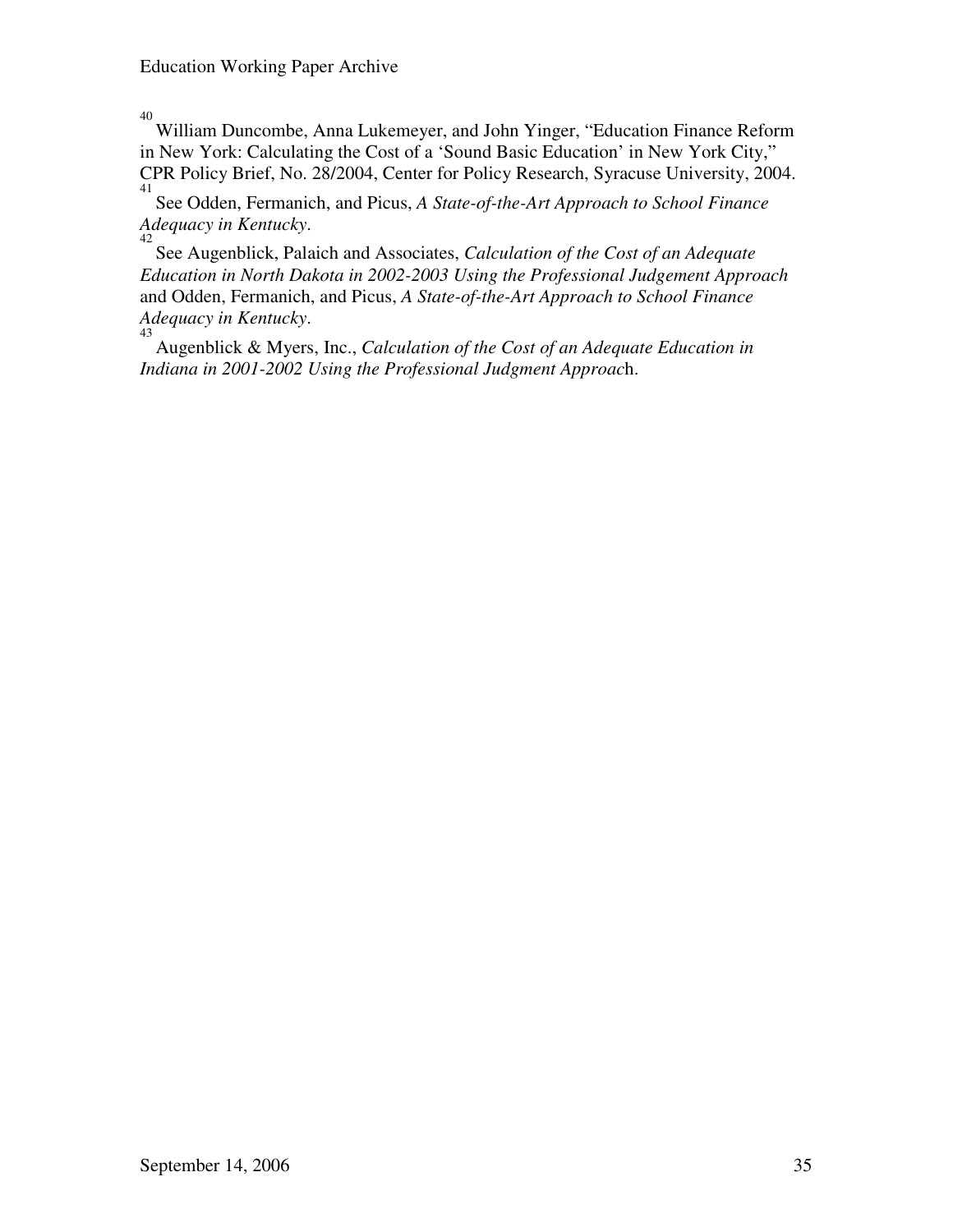[40] William Duncombe, Anna Lukemeyer, and John Yinger, "Education Finance Reform in New York: Calculating the Cost of a 'Sound Basic Education' in New York City," CPR Policy Brief, No. 28/2004, Center for Policy Research, Syracuse University, 2004.

[41] See Odden, Fermanich, and Picus, *A State-of-the-Art Approach to School Finance Adequacy in Kentucky*.

[42] See Augenblick, Palaich and Associates, *Calculation of the Cost of an Adequate Education in North Dakota in 2002-2003 Using the Professional Judgement Approach* and Odden, Fermanich, and Picus, *A State-of-the-Art Approach to School Finance Adequacy in Kentucky*.

[43] Augenblick & Myers, Inc., *Calculation of the Cost of an Adequate Education in Indiana in 2001-2002 Using the Professional Judgment Approac*h.